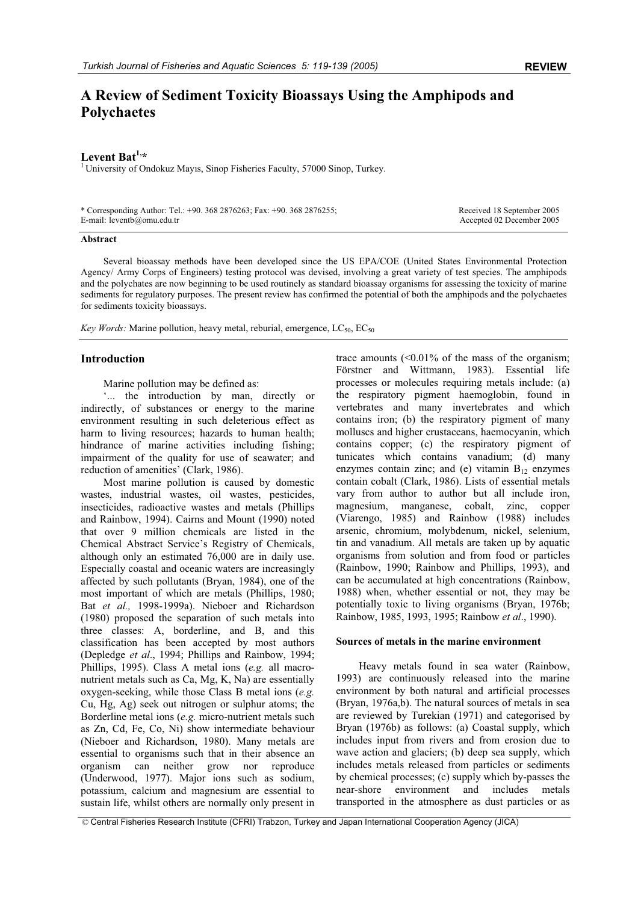# A Review of Sediment Toxicity Bioassays Using the Amphipods and Polychaetes

**Levent Bat[1,*]**

[1] University of Ondokuz Mayıs, Sinop Fisheries Faculty, 57000 Sinop, Turkey.

\* Corresponding Author: Tel.: +90. 368 2876263; Fax: +90. 368 2876255;
E-mail: leventb@omu.edu.tr

Received 18 September 2005
Accepted 02 December 2005

### Abstract

Several bioassay methods have been developed since the US EPA/COE (United States Environmental Protection Agency/ Army Corps of Engineers) testing protocol was devised, involving a great variety of test species. The amphipods and the polychates are now beginning to be used routinely as standard bioassay organisms for assessing the toxicity of marine sediments for regulatory purposes. The present review has confirmed the potential of both the amphipods and the polychaetes for sediments toxicity bioassays.

*Key Words:* Marine pollution, heavy metal, reburial, emergence, $LC_{50}$, $EC_{50}$

## Introduction

Marine pollution may be defined as:

'... the introduction by man, directly or indirectly, of substances or energy to the marine environment resulting in such deleterious effect as harm to living resources; hazards to human health; hindrance of marine activities including fishing; impairment of the quality for use of seawater; and reduction of amenities' (Clark, 1986).

Most marine pollution is caused by domestic wastes, industrial wastes, oil wastes, pesticides, insecticides, radioactive wastes and metals (Phillips and Rainbow, 1994). Cairns and Mount (1990) noted that over 9 million chemicals are listed in the Chemical Abstract Service's Registry of Chemicals, although only an estimated 76,000 are in daily use. Especially coastal and oceanic waters are increasingly affected by such pollutants (Bryan, 1984), one of the most important of which are metals (Phillips, 1980; Bat *et al.,* 1998-1999a). Nieboer and Richardson (1980) proposed the separation of such metals into three classes: A, borderline, and B, and this classification has been accepted by most authors (Depledge *et al*., 1994; Phillips and Rainbow, 1994; Phillips, 1995). Class A metal ions (*e.g.* all macro-nutrient metals such as Ca, Mg, K, Na) are essentially oxygen-seeking, while those Class B metal ions (*e.g.* Cu, Hg, Ag) seek out nitrogen or sulphur atoms; the Borderline metal ions (*e.g.* micro-nutrient metals such as Zn, Cd, Fe, Co, Ni) show intermediate behaviour (Nieboer and Richardson, 1980). Many metals are essential to organisms such that in their absence an organism can neither grow nor reproduce (Underwood, 1977). Major ions such as sodium, potassium, calcium and magnesium are essential to sustain life, whilst others are normally only present in trace amounts (<0.01% of the mass of the organism; Förstner and Wittmann, 1983). Essential life processes or molecules requiring metals include: (a) the respiratory pigment haemoglobin, found in vertebrates and many invertebrates and which contains iron; (b) the respiratory pigment of many molluscs and higher crustaceans, haemocyanin, which contains copper; (c) the respiratory pigment of tunicates which contains vanadium; (d) many enzymes contain zinc; and (e) vitamin $B_{12}$ enzymes contain cobalt (Clark, 1986). Lists of essential metals vary from author to author but all include iron, magnesium, manganese, cobalt, zinc, copper (Viarengo, 1985) and Rainbow (1988) includes arsenic, chromium, molybdenum, nickel, selenium, tin and vanadium. All metals are taken up by aquatic organisms from solution and from food or particles (Rainbow, 1990; Rainbow and Phillips, 1993), and can be accumulated at high concentrations (Rainbow, 1988) when, whether essential or not, they may be potentially toxic to living organisms (Bryan, 1976b; Rainbow, 1985, 1993, 1995; Rainbow *et al*., 1990).

### Sources of metals in the marine environment

Heavy metals found in sea water (Rainbow, 1993) are continuously released into the marine environment by both natural and artificial processes (Bryan, 1976a,b). The natural sources of metals in sea are reviewed by Turekian (1971) and categorised by Bryan (1976b) as follows: (a) Coastal supply, which includes input from rivers and from erosion due to wave action and glaciers; (b) deep sea supply, which includes metals released from particles or sediments by chemical processes; (c) supply which by-passes the near-shore environment and includes metals transported in the atmosphere as dust particles or as

© Central Fisheries Research Institute (CFRI) Trabzon, Turkey and Japan International Cooperation Agency (JICA)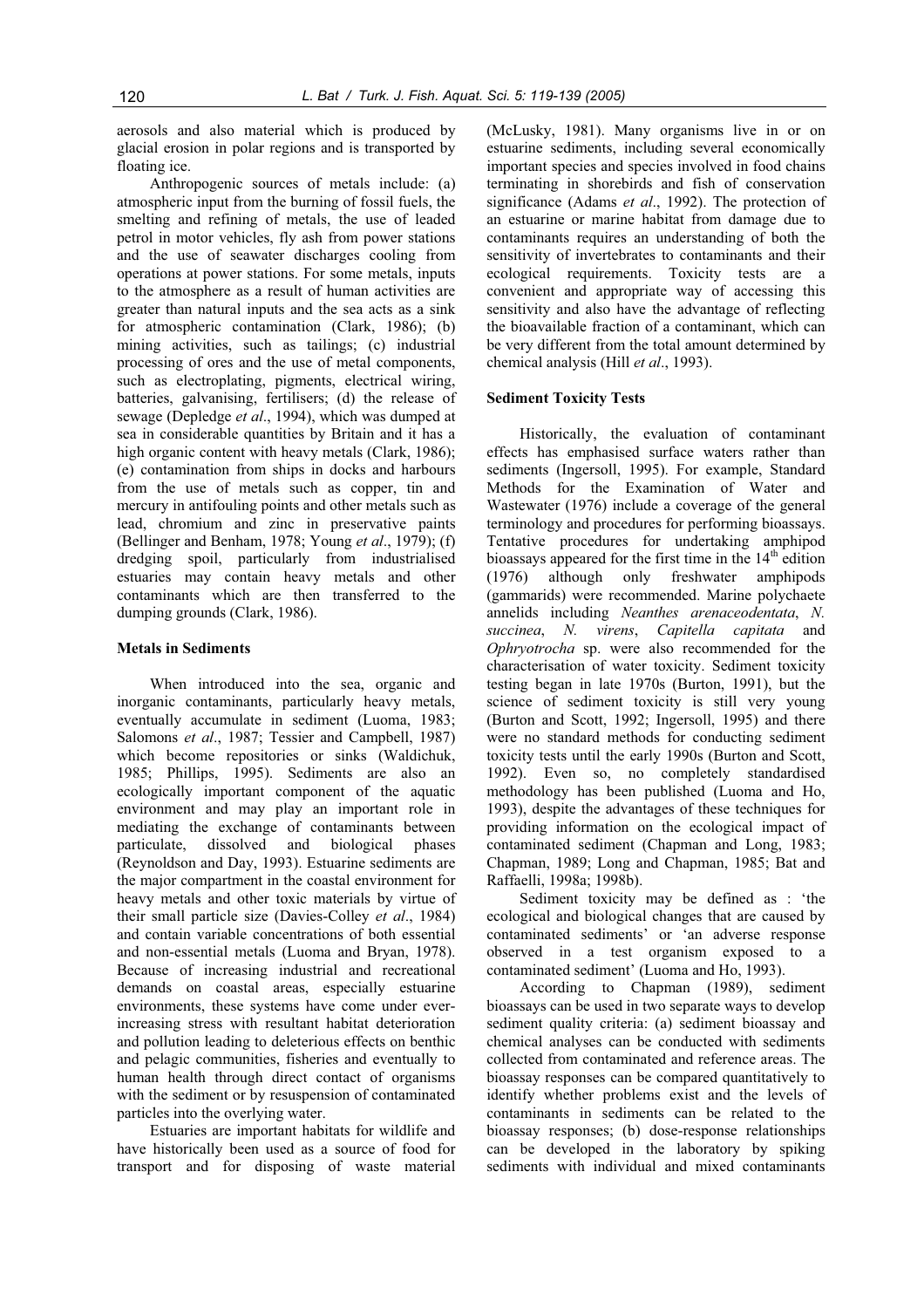aerosols and also material which is produced by glacial erosion in polar regions and is transported by floating ice.

Anthropogenic sources of metals include: (a) atmospheric input from the burning of fossil fuels, the smelting and refining of metals, the use of leaded petrol in motor vehicles, fly ash from power stations and the use of seawater discharges cooling from operations at power stations. For some metals, inputs to the atmosphere as a result of human activities are greater than natural inputs and the sea acts as a sink for atmospheric contamination (Clark, 1986); (b) mining activities, such as tailings; (c) industrial processing of ores and the use of metal components, such as electroplating, pigments, electrical wiring, batteries, galvanising, fertilisers; (d) the release of sewage (Depledge *et al*., 1994), which was dumped at sea in considerable quantities by Britain and it has a high organic content with heavy metals (Clark, 1986); (e) contamination from ships in docks and harbours from the use of metals such as copper, tin and mercury in antifouling points and other metals such as lead, chromium and zinc in preservative paints (Bellinger and Benham, 1978; Young *et al*., 1979); (f) dredging spoil, particularly from industrialised estuaries may contain heavy metals and other contaminants which are then transferred to the dumping grounds (Clark, 1986).

### Metals in Sediments

When introduced into the sea, organic and inorganic contaminants, particularly heavy metals, eventually accumulate in sediment (Luoma, 1983; Salomons *et al*., 1987; Tessier and Campbell, 1987) which become repositories or sinks (Waldichuk, 1985; Phillips, 1995). Sediments are also an ecologically important component of the aquatic environment and may play an important role in mediating the exchange of contaminants between particulate, dissolved and biological phases (Reynoldson and Day, 1993). Estuarine sediments are the major compartment in the coastal environment for heavy metals and other toxic materials by virtue of their small particle size (Davies-Colley *et al*., 1984) and contain variable concentrations of both essential and non-essential metals (Luoma and Bryan, 1978). Because of increasing industrial and recreational demands on coastal areas, especially estuarine environments, these systems have come under ever-increasing stress with resultant habitat deterioration and pollution leading to deleterious effects on benthic and pelagic communities, fisheries and eventually to human health through direct contact of organisms with the sediment or by resuspension of contaminated particles into the overlying water.

Estuaries are important habitats for wildlife and have historically been used as a source of food for transport and for disposing of waste material (McLusky, 1981). Many organisms live in or on estuarine sediments, including several economically important species and species involved in food chains terminating in shorebirds and fish of conservation significance (Adams *et al*., 1992). The protection of an estuarine or marine habitat from damage due to contaminants requires an understanding of both the sensitivity of invertebrates to contaminants and their ecological requirements. Toxicity tests are a convenient and appropriate way of accessing this sensitivity and also have the advantage of reflecting the bioavailable fraction of a contaminant, which can be very different from the total amount determined by chemical analysis (Hill *et al*., 1993).

### Sediment Toxicity Tests

Historically, the evaluation of contaminant effects has emphasised surface waters rather than sediments (Ingersoll, 1995). For example, Standard Methods for the Examination of Water and Wastewater (1976) include a coverage of the general terminology and procedures for performing bioassays. Tentative procedures for undertaking amphipod bioassays appeared for the first time in the 14th edition (1976) although only freshwater amphipods (gammarids) were recommended. Marine polychaete annelids including *Neanthes arenaceodentata*, *N. succinea*, *N. virens*, *Capitella capitata* and *Ophryotrocha* sp. were also recommended for the characterisation of water toxicity. Sediment toxicity testing began in late 1970s (Burton, 1991), but the science of sediment toxicity is still very young (Burton and Scott, 1992; Ingersoll, 1995) and there were no standard methods for conducting sediment toxicity tests until the early 1990s (Burton and Scott, 1992). Even so, no completely standardised methodology has been published (Luoma and Ho, 1993), despite the advantages of these techniques for providing information on the ecological impact of contaminated sediment (Chapman and Long, 1983; Chapman, 1989; Long and Chapman, 1985; Bat and Raffaelli, 1998a; 1998b).

Sediment toxicity may be defined as : 'the ecological and biological changes that are caused by contaminated sediments' or 'an adverse response observed in a test organism exposed to a contaminated sediment' (Luoma and Ho, 1993).

According to Chapman (1989), sediment bioassays can be used in two separate ways to develop sediment quality criteria: (a) sediment bioassay and chemical analyses can be conducted with sediments collected from contaminated and reference areas. The bioassay responses can be compared quantitatively to identify whether problems exist and the levels of contaminants in sediments can be related to the bioassay responses; (b) dose-response relationships can be developed in the laboratory by spiking sediments with individual and mixed contaminants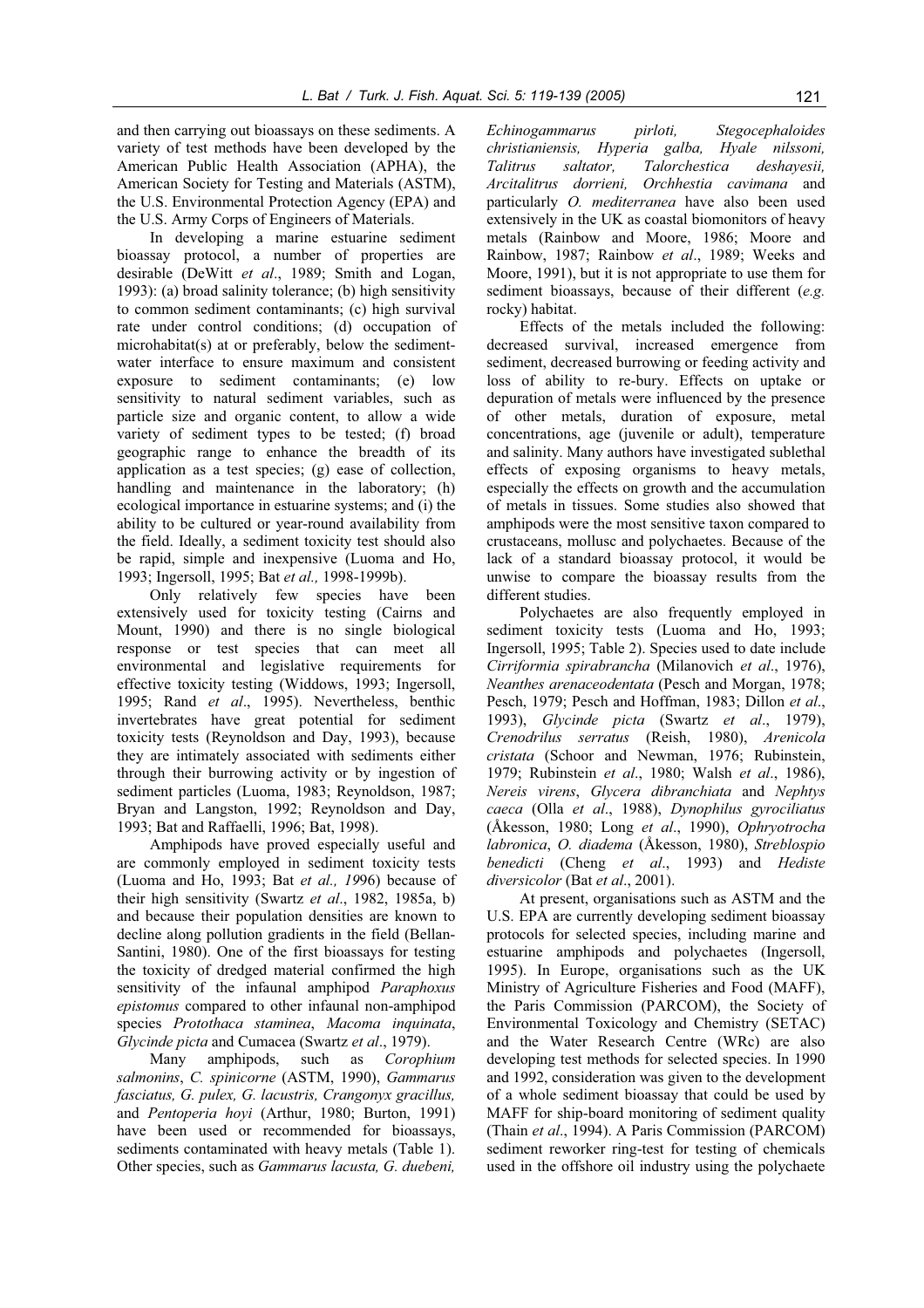and then carrying out bioassays on these sediments. A variety of test methods have been developed by the American Public Health Association (APHA), the American Society for Testing and Materials (ASTM), the U.S. Environmental Protection Agency (EPA) and the U.S. Army Corps of Engineers of Materials.

In developing a marine estuarine sediment bioassay protocol, a number of properties are desirable (DeWitt *et al*., 1989; Smith and Logan, 1993): (a) broad salinity tolerance; (b) high sensitivity to common sediment contaminants; (c) high survival rate under control conditions; (d) occupation of microhabitat(s) at or preferably, below the sediment-water interface to ensure maximum and consistent exposure to sediment contaminants; (e) low sensitivity to natural sediment variables, such as particle size and organic content, to allow a wide variety of sediment types to be tested; (f) broad geographic range to enhance the breadth of its application as a test species; (g) ease of collection, handling and maintenance in the laboratory; (h) ecological importance in estuarine systems; and (i) the ability to be cultured or year-round availability from the field. Ideally, a sediment toxicity test should also be rapid, simple and inexpensive (Luoma and Ho, 1993; Ingersoll, 1995; Bat *et al.,* 1998-1999b).

Only relatively few species have been extensively used for toxicity testing (Cairns and Mount, 1990) and there is no single biological response or test species that can meet all environmental and legislative requirements for effective toxicity testing (Widdows, 1993; Ingersoll, 1995; Rand *et al*., 1995). Nevertheless, benthic invertebrates have great potential for sediment toxicity tests (Reynoldson and Day, 1993), because they are intimately associated with sediments either through their burrowing activity or by ingestion of sediment particles (Luoma, 1983; Reynoldson, 1987; Bryan and Langston, 1992; Reynoldson and Day, 1993; Bat and Raffaelli, 1996; Bat, 1998).

Amphipods have proved especially useful and are commonly employed in sediment toxicity tests (Luoma and Ho, 1993; Bat *et al., 19*96) because of their high sensitivity (Swartz *et al*., 1982, 1985a, b) and because their population densities are known to decline along pollution gradients in the field (Bellan-Santini, 1980). One of the first bioassays for testing the toxicity of dredged material confirmed the high sensitivity of the infaunal amphipod *Paraphoxus epistomus* compared to other infaunal non-amphipod species *Protothaca staminea*, *Macoma inquinata*, *Glycinde picta* and Cumacea (Swartz *et al*., 1979).

Many amphipods, such as *Corophium salmonins*, *C. spinicorne* (ASTM, 1990), *Gammarus fasciatus, G. pulex, G. lacustris, Crangonyx gracillus,* and *Pentoperia hoyi* (Arthur, 1980; Burton, 1991) have been used or recommended for bioassays, sediments contaminated with heavy metals (Table 1). Other species, such as *Gammarus lacusta, G. duebeni, Echinogammarus pirloti, Stegocephaloides christianiensis, Hyperia galba, Hyale nilssoni, Talitrus saltator, Talorchestica deshayesii, Arcitalitrus dorrieni, Orchhestia cavimana* and particularly *O. mediterranea* have also been used extensively in the UK as coastal biomonitors of heavy metals (Rainbow and Moore, 1986; Moore and Rainbow, 1987; Rainbow *et al*., 1989; Weeks and Moore, 1991), but it is not appropriate to use them for sediment bioassays, because of their different (*e.g.* rocky) habitat.

Effects of the metals included the following: decreased survival, increased emergence from sediment, decreased burrowing or feeding activity and loss of ability to re-bury. Effects on uptake or depuration of metals were influenced by the presence of other metals, duration of exposure, metal concentrations, age (juvenile or adult), temperature and salinity. Many authors have investigated sublethal effects of exposing organisms to heavy metals, especially the effects on growth and the accumulation of metals in tissues. Some studies also showed that amphipods were the most sensitive taxon compared to crustaceans, mollusc and polychaetes. Because of the lack of a standard bioassay protocol, it would be unwise to compare the bioassay results from the different studies.

Polychaetes are also frequently employed in sediment toxicity tests (Luoma and Ho, 1993; Ingersoll, 1995; Table 2). Species used to date include *Cirriformia spirabrancha* (Milanovich *et al*., 1976), *Neanthes arenaceodentata* (Pesch and Morgan, 1978; Pesch, 1979; Pesch and Hoffman, 1983; Dillon *et al*., 1993), *Glycinde picta* (Swartz *et al*., 1979), *Crenodrilus serratus* (Reish, 1980), *Arenicola cristata* (Schoor and Newman, 1976; Rubinstein, 1979; Rubinstein *et al*., 1980; Walsh *et al*., 1986), *Nereis virens*, *Glycera dibranchiata* and *Nephtys caeca* (Olla *et al*., 1988), *Dynophilus gyrociliatus* (Åkesson, 1980; Long *et al*., 1990), *Ophryotrocha labronica*, *O. diadema* (Åkesson, 1980), *Streblospio benedicti* (Cheng *et al*., 1993) and *Hediste diversicolor* (Bat *et al*., 2001).

At present, organisations such as ASTM and the U.S. EPA are currently developing sediment bioassay protocols for selected species, including marine and estuarine amphipods and polychaetes (Ingersoll, 1995). In Europe, organisations such as the UK Ministry of Agriculture Fisheries and Food (MAFF), the Paris Commission (PARCOM), the Society of Environmental Toxicology and Chemistry (SETAC) and the Water Research Centre (WRc) are also developing test methods for selected species. In 1990 and 1992, consideration was given to the development of a whole sediment bioassay that could be used by MAFF for ship-board monitoring of sediment quality (Thain *et al*., 1994). A Paris Commission (PARCOM) sediment reworker ring-test for testing of chemicals used in the offshore oil industry using the polychaete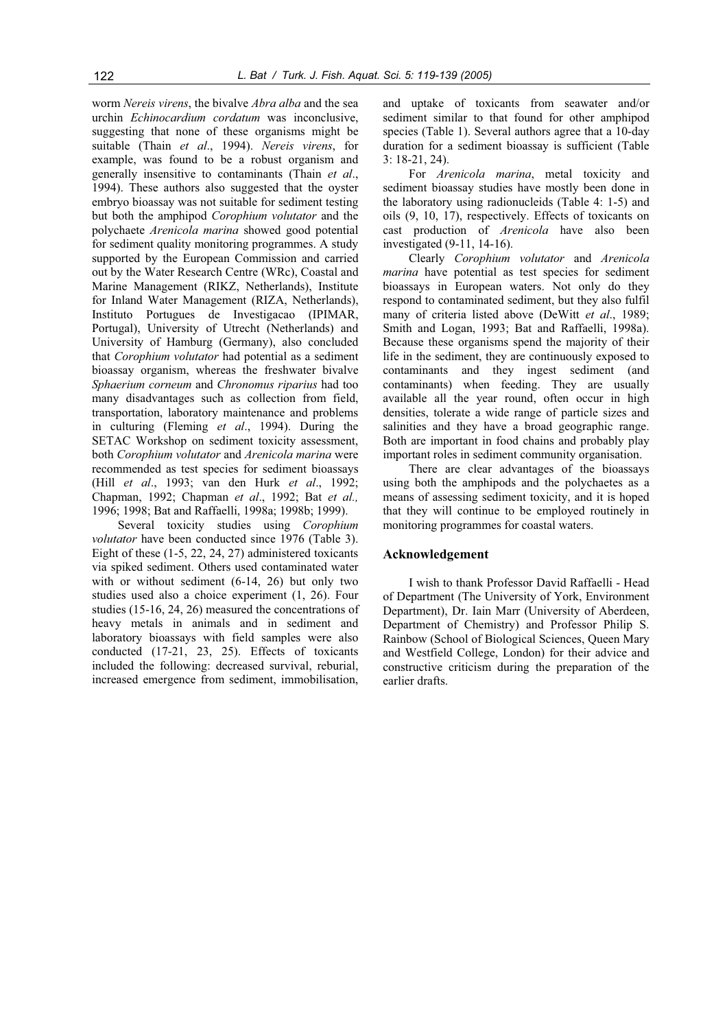worm *Nereis virens*, the bivalve *Abra alba* and the sea urchin *Echinocardium cordatum* was inconclusive, suggesting that none of these organisms might be suitable (Thain *et al*., 1994). *Nereis virens*, for example, was found to be a robust organism and generally insensitive to contaminants (Thain *et al*., 1994). These authors also suggested that the oyster embryo bioassay was not suitable for sediment testing but both the amphipod *Corophium volutator* and the polychaete *Arenicola marina* showed good potential for sediment quality monitoring programmes. A study supported by the European Commission and carried out by the Water Research Centre (WRc), Coastal and Marine Management (RIKZ, Netherlands), Institute for Inland Water Management (RIZA, Netherlands), Instituto Portugues de Investigacao (IPIMAR, Portugal), University of Utrecht (Netherlands) and University of Hamburg (Germany), also concluded that *Corophium volutator* had potential as a sediment bioassay organism, whereas the freshwater bivalve *Sphaerium corneum* and *Chronomus riparius* had too many disadvantages such as collection from field, transportation, laboratory maintenance and problems in culturing (Fleming *et al*., 1994). During the SETAC Workshop on sediment toxicity assessment, both *Corophium volutator* and *Arenicola marina* were recommended as test species for sediment bioassays (Hill *et al*., 1993; van den Hurk *et al*., 1992; Chapman, 1992; Chapman *et al*., 1992; Bat *et al.,* 1996; 1998; Bat and Raffaelli, 1998a; 1998b; 1999).

Several toxicity studies using *Corophium volutator* have been conducted since 1976 (Table 3). Eight of these (1-5, 22, 24, 27) administered toxicants via spiked sediment. Others used contaminated water with or without sediment (6-14, 26) but only two studies used also a choice experiment (1, 26). Four studies (15-16, 24, 26) measured the concentrations of heavy metals in animals and in sediment and laboratory bioassays with field samples were also conducted (17-21, 23, 25). Effects of toxicants included the following: decreased survival, reburial, increased emergence from sediment, immobilisation, and uptake of toxicants from seawater and/or sediment similar to that found for other amphipod species (Table 1). Several authors agree that a 10-day duration for a sediment bioassay is sufficient (Table 3: 18-21, 24).

For *Arenicola marina*, metal toxicity and sediment bioassay studies have mostly been done in the laboratory using radionucleids (Table 4: 1-5) and oils (9, 10, 17), respectively. Effects of toxicants on cast production of *Arenicola* have also been investigated (9-11, 14-16).

Clearly *Corophium volutator* and *Arenicola marina* have potential as test species for sediment bioassays in European waters. Not only do they respond to contaminated sediment, but they also fulfil many of criteria listed above (DeWitt *et al*., 1989; Smith and Logan, 1993; Bat and Raffaelli, 1998a). Because these organisms spend the majority of their life in the sediment, they are continuously exposed to contaminants and they ingest sediment (and contaminants) when feeding. They are usually available all the year round, often occur in high densities, tolerate a wide range of particle sizes and salinities and they have a broad geographic range. Both are important in food chains and probably play important roles in sediment community organisation.

There are clear advantages of the bioassays using both the amphipods and the polychaetes as a means of assessing sediment toxicity, and it is hoped that they will continue to be employed routinely in monitoring programmes for coastal waters.

## Acknowledgement

I wish to thank Professor David Raffaelli - Head of Department (The University of York, Environment Department), Dr. Iain Marr (University of Aberdeen, Department of Chemistry) and Professor Philip S. Rainbow (School of Biological Sciences, Queen Mary and Westfield College, London) for their advice and constructive criticism during the preparation of the earlier drafts.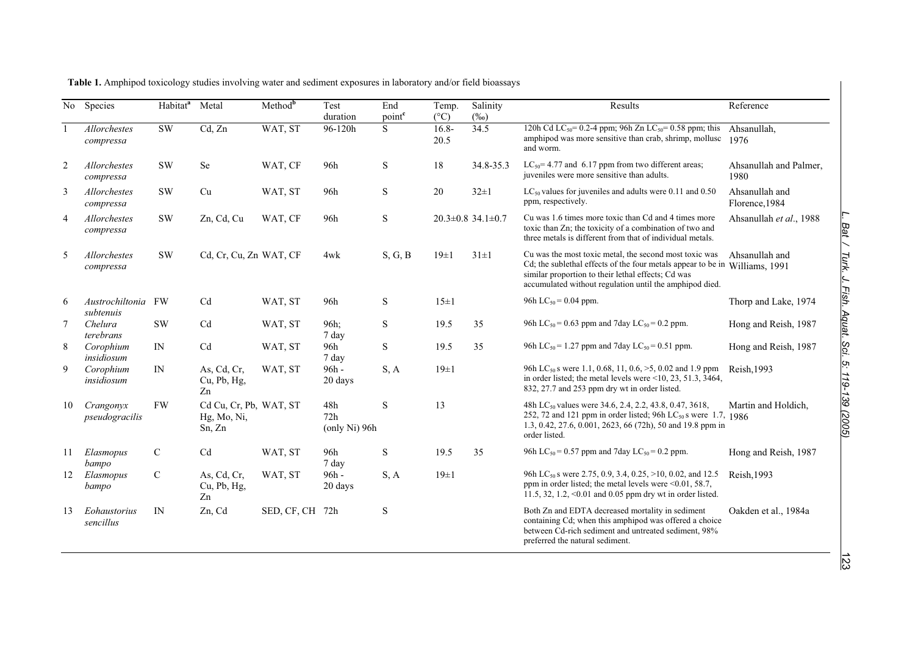**Table 1.** Amphipod toxicology studies involving water and sediment exposures in laboratory and/or field bioassays

| No | Species | Habitat[a] | Metal | Method[b] | Test duration | End point[c] | Temp. (°C) | Salinity (‰) | Results | Reference |
|---|---|---|---|---|---|---|---|---|---|---|
| 1 | *Allorchestes compressa* | SW | Cd, Zn | WAT, ST | 96-120h | S | 16.8-20.5 | 34.5 | 120h Cd $LC_{50}$= 0.2-4 ppm; 96h Zn $LC_{50}$= 0.58 ppm; this amphipod was more sensitive than crab, shrimp, mollusc and worm. | Ahsanullah, 1976 |
| 2 | *Allorchestes compressa* | SW | Se | WAT, CF | 96h | S | 18 | 34.8-35.3 | $LC_{50}$= 4.77 and 6.17 ppm from two different areas; juveniles were more sensitive than adults. | Ahsanullah and Palmer, 1980 |
| 3 | *Allorchestes compressa* | SW | Cu | WAT, ST | 96h | S | 20 | 32±1 | $LC_{50}$ values for juveniles and adults were 0.11 and 0.50 ppm, respectively. | Ahsanullah and Florence,1984 |
| 4 | *Allorchestes compressa* | SW | Zn, Cd, Cu | WAT, CF | 96h | S | 20.3±0.8 | 34.1±0.7 | Cu was 1.6 times more toxic than Cd and 4 times more toxic than Zn; the toxicity of a combination of two and three metals is different from that of individual metals. | Ahsanullah *et al*., 1988 |
| 5 | *Allorchestes compressa* | SW | Cd, Cr, Cu, Zn | WAT, CF | 4wk | S, G, B | 19±1 | 31±1 | Cu was the most toxic metal, the second most toxic was Cd; the sublethal effects of the four metals appear to be in similar proportion to their lethal effects; Cd was accumulated without regulation until the amphipod died. | Ahsanullah and Williams, 1991 |
| 6 | *Austrochiltonia subtenuis* | FW | Cd | WAT, ST | 96h | S | 15±1 | | 96h $LC_{50}$ = 0.04 ppm. | Thorp and Lake, 1974 |
| 7 | *Chelura terebrans* | SW | Cd | WAT, ST | 96h; 7 day | S | 19.5 | 35 | 96h $LC_{50}$ = 0.63 ppm and 7day $LC_{50}$ = 0.2 ppm. | Hong and Reish, 1987 |
| 8 | *Corophium insidiosum* | IN | Cd | WAT, ST | 96h 7 day | S | 19.5 | 35 | 96h $LC_{50}$ = 1.27 ppm and 7day $LC_{50}$ = 0.51 ppm. | Hong and Reish, 1987 |
| 9 | *Corophium insidiosum* | IN | As, Cd, Cr, Cu, Pb, Hg, Zn | WAT, ST | 96h - 20 days | S, A | 19±1 | | 96h $LC_{50}$ s were 1.1, 0.68, 11, 0.6, >5, 0.02 and 1.9 ppm in order listed; the metal levels were <10, 23, 51.3, 3464, 832, 27.7 and 253 ppm dry wt in order listed. | Reish,1993 |
| 10 | *Crangonyx pseudogracilis* | FW | Cd Cu, Cr, Pb, Hg, Mo, Ni, Sn, Zn | WAT, ST | 48h 72h (only Ni) 96h | S | 13 | | 48h $LC_{50}$ values were 34.6, 2.4, 2.2, 43.8, 0.47, 3618, 252, 72 and 121 ppm in order listed; 96h $LC_{50}$ s were 1.7, 1.3, 0.42, 27.6, 0.001, 2623, 66 (72h), 50 and 19.8 ppm in order listed. | Martin and Holdich, 1986 |
| 11 | *Elasmopus bampo* | C | Cd | WAT, ST | 96h 7 day | S | 19.5 | 35 | 96h $LC_{50}$ = 0.57 ppm and 7day $LC_{50}$ = 0.2 ppm. | Hong and Reish, 1987 |
| 12 | *Elasmopus bampo* | C | As, Cd, Cr, Cu, Pb, Hg, Zn | WAT, ST | 96h - 20 days | S, A | 19±1 | | 96h $LC_{50}$ s were 2.75, 0.9, 3.4, 0.25, >10, 0.02, and 12.5 ppm in order listed; the metal levels were <0.01, 58.7, 11.5, 32, 1.2, <0.01 and 0.05 ppm dry wt in order listed. | Reish,1993 |
| 13 | *Eohaustorius sencillus* | IN | Zn, Cd | SED, CF, CH | 72h | S | | | Both Zn and EDTA decreased mortality in sediment containing Cd; when this amphipod was offered a choice between Cd-rich sediment and untreated sediment, 98% preferred the natural sediment. | Oakden et al., 1984a |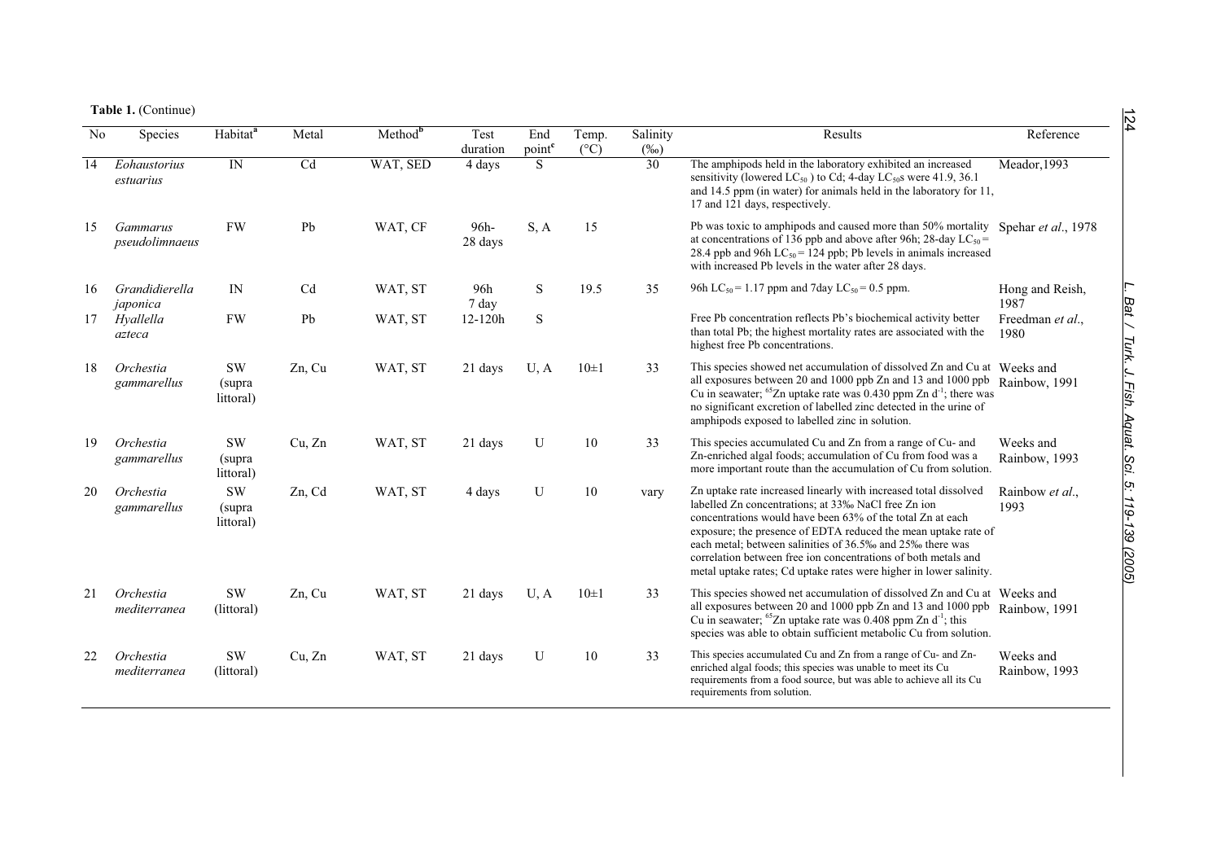**Table 1.** (Continue)

| No | Species | Habitat[a] | Metal | Method[b] | Test duration | End point[c] | Temp. (°C) | Salinity (‰) | Results | Reference |
|---|---|---|---|---|---|---|---|---|---|---|
| 14 | *Eohaustorius estuarius* | IN | Cd | WAT, SED | 4 days | S | | 30 | The amphipods held in the laboratory exhibited an increased sensitivity (lowered $LC_{50}$ ) to Cd; 4-day $LC_{50}$s were 41.9, 36.1 and 14.5 ppm (in water) for animals held in the laboratory for 11, 17 and 121 days, respectively. | Meador, 1993 |
| 15 | *Gammarus pseudolimnaeus* | FW | Pb | WAT, CF | 96h- 28 days | S, A | 15 | | Pb was toxic to amphipods and caused more than 50% mortality at concentrations of 136 ppb and above after 96h; 28-day $LC_{50}$ = 28.4 ppb and 96h $LC_{50}$ = 124 ppb; Pb levels in animals increased with increased Pb levels in the water after 28 days. | Spehar *et al.*, 1978 |
| 16 | *Grandidierella japonica* | IN | Cd | WAT, ST | 96h 7 day | S | 19.5 | 35 | 96h $LC_{50}$ = 1.17 ppm and 7day $LC_{50}$ = 0.5 ppm. | Hong and Reish, 1987 |
| 17 | *Hyallella azteca* | FW | Pb | WAT, ST | 12-120h | S | | | Free Pb concentration reflects Pb's biochemical activity better than total Pb; the highest mortality rates are associated with the highest free Pb concentrations. | Freedman *et al*., 1980 |
| 18 | *Orchestia gammarellus* | SW (supra littoral) | Zn, Cu | WAT, ST | 21 days | U, A | 10±1 | 33 | This species showed net accumulation of dissolved Zn and Cu at all exposures between 20 and 1000 ppb Zn and 13 and 1000 ppb Cu in seawater; $^{65}$Zn uptake rate was 0.430 ppm Zn $d^{-1}$; there was no significant excretion of labelled zinc detected in the urine of amphipods exposed to labelled zinc in solution. | Weeks and Rainbow, 1991 |
| 19 | *Orchestia gammarellus* | SW (supra littoral) | Cu, Zn | WAT, ST | 21 days | U | 10 | 33 | This species accumulated Cu and Zn from a range of Cu- and Zn-enriched algal foods; accumulation of Cu from food was a more important route than the accumulation of Cu from solution. | Weeks and Rainbow, 1993 |
| 20 | *Orchestia gammarellus* | SW (supra littoral) | Zn, Cd | WAT, ST | 4 days | U | 10 | vary | Zn uptake rate increased linearly with increased total dissolved labelled Zn concentrations; at 33‰ NaCl free Zn ion concentrations would have been 63% of the total Zn at each exposure; the presence of EDTA reduced the mean uptake rate of each metal; between salinities of 36.5‰ and 25‰ there was correlation between free ion concentrations of both metals and metal uptake rates; Cd uptake rates were higher in lower salinity. | Rainbow *et al*., 1993 |
| 21 | *Orchestia mediterranea* | SW (littoral) | Zn, Cu | WAT, ST | 21 days | U, A | 10±1 | 33 | This species showed net accumulation of dissolved Zn and Cu at all exposures between 20 and 1000 ppb Zn and 13 and 1000 ppb Cu in seawater; $^{65}$Zn uptake rate was 0.408 ppm Zn $d^{-1}$; this species was able to obtain sufficient metabolic Cu from solution. | Weeks and Rainbow, 1991 |
| 22 | *Orchestia mediterranea* | SW (littoral) | Cu, Zn | WAT, ST | 21 days | U | 10 | 33 | This species accumulated Cu and Zn from a range of Cu- and Zn-enriched algal foods; this species was unable to meet its Cu requirements from a food source, but was able to achieve all its Cu requirements from solution. | Weeks and Rainbow, 1993 |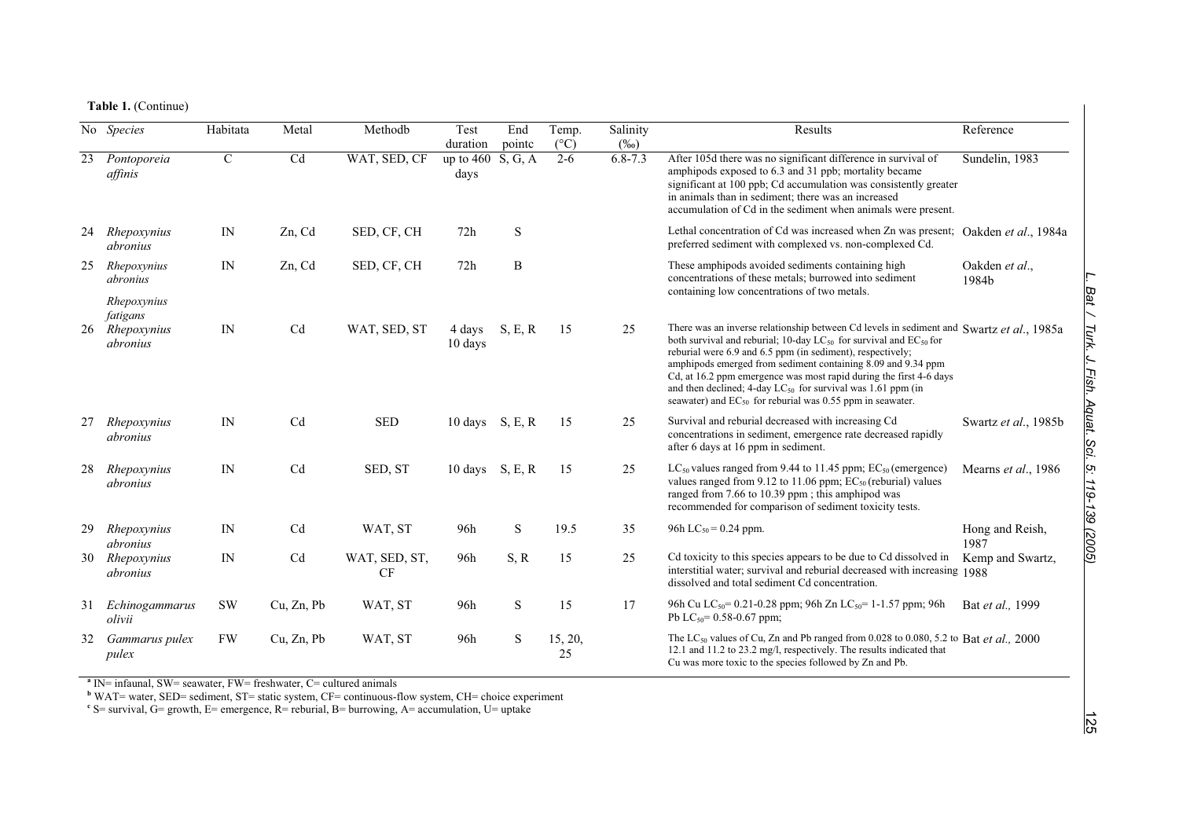**Table 1.** (Continue)

| No | Species | Habitat[a] | Metal | Method[b] | Test duration | End point[c] | Temp. (°C) | Salinity (‰) | Results | Reference |
|---|---|---|---|---|---|---|---|---|---|---|
| 23 | *Pontoporeia affinis* | C | Cd | WAT, SED, CF | up to 460 days | S, G, A | 2-6 | 6.8-7.3 | After 105d there was no significant difference in survival of amphipods exposed to 6.3 and 31 ppb; mortality became significant at 100 ppb; Cd accumulation was consistently greater in animals than in sediment; there was an increased accumulation of Cd in the sediment when animals were present. | Sundelin, 1983 |
| 24 | *Rhepoxynius abronius* | IN | Zn, Cd | SED, CF, CH | 72h | S | | | Lethal concentration of Cd was increased when Zn was present; preferred sediment with complexed vs. non-complexed Cd. | Oakden *et al*., 1984a |
| 25 | *Rhepoxynius abronius* *Rhepoxynius fatigans* | IN | Zn, Cd | SED, CF, CH | 72h | B | | | These amphipods avoided sediments containing high concentrations of these metals; burrowed into sediment containing low concentrations of two metals. | Oakden *et al*., 1984b |
| 26 | *Rhepoxynius abronius* | IN | Cd | WAT, SED, ST | 4 days 10 days | S, E, R | 15 | 25 | There was an inverse relationship between Cd levels in sediment and both survival and reburial; 10-day $LC_{50}$ for survival and $EC_{50}$ for reburial were 6.9 and 6.5 ppm (in sediment), respectively; amphipods emerged from sediment containing 8.09 and 9.34 ppm Cd, at 16.2 ppm emergence was most rapid during the first 4-6 days and then declined; 4-day $LC_{50}$ for survival was 1.61 ppm (in seawater) and $EC_{50}$ for reburial was 0.55 ppm in seawater. | Swartz *et al*., 1985a |
| 27 | *Rhepoxynius abronius* | IN | Cd | SED | 10 days | S, E, R | 15 | 25 | Survival and reburial decreased with increasing Cd concentrations in sediment, emergence rate decreased rapidly after 6 days at 16 ppm in sediment. | Swartz *et al*., 1985b |
| 28 | *Rhepoxynius abronius* | IN | Cd | SED, ST | 10 days | S, E, R | 15 | 25 | $LC_{50}$ values ranged from 9.44 to 11.45 ppm; $EC_{50}$ (emergence) values ranged from 9.12 to 11.06 ppm; $EC_{50}$ (reburial) values ranged from 7.66 to 10.39 ppm ; this amphipod was recommended for comparison of sediment toxicity tests. | Mearns *et al*., 1986 |
| 29 | *Rhepoxynius abronius* | IN | Cd | WAT, ST | 96h | S | 19.5 | 35 | 96h $LC_{50}$ = 0.24 ppm. | Hong and Reish, 1987 |
| 30 | *Rhepoxynius abronius* | IN | Cd | WAT, SED, ST, CF | 96h | S, R | 15 | 25 | Cd toxicity to this species appears to be due to Cd dissolved in interstitial water; survival and reburial decreased with increasing dissolved and total sediment Cd concentration. | Kemp and Swartz, 1988 |
| 31 | *Echinogammarus olivii* | SW | Cu, Zn, Pb | WAT, ST | 96h | S | 15 | 17 | 96h Cu $LC_{50}$= 0.21-0.28 ppm; 96h Zn $LC_{50}$= 1-1.57 ppm; 96h Pb $LC_{50}$= 0.58-0.67 ppm; | Bat *et al.,* 1999 |
| 32 | *Gammarus pulex pulex* | FW | Cu, Zn, Pb | WAT, ST | 96h | S | 15, 20, 25 | | The $LC_{50}$ values of Cu, Zn and Pb ranged from 0.028 to 0.080, 5.2 to 12.1 and 11.2 to 23.2 mg/l, respectively. The results indicated that Cu was more toxic to the species followed by Zn and Pb. | Bat *et al.,* 2000 |

[a] IN= infaunal, SW= seawater, FW= freshwater, C= cultured animals

[b] WAT= water, SED= sediment, ST= static system, CF= continuous-flow system, CH= choice experiment

[c] S= survival, G= growth, E= emergence, R= reburial, B= burrowing, A= accumulation, U= uptake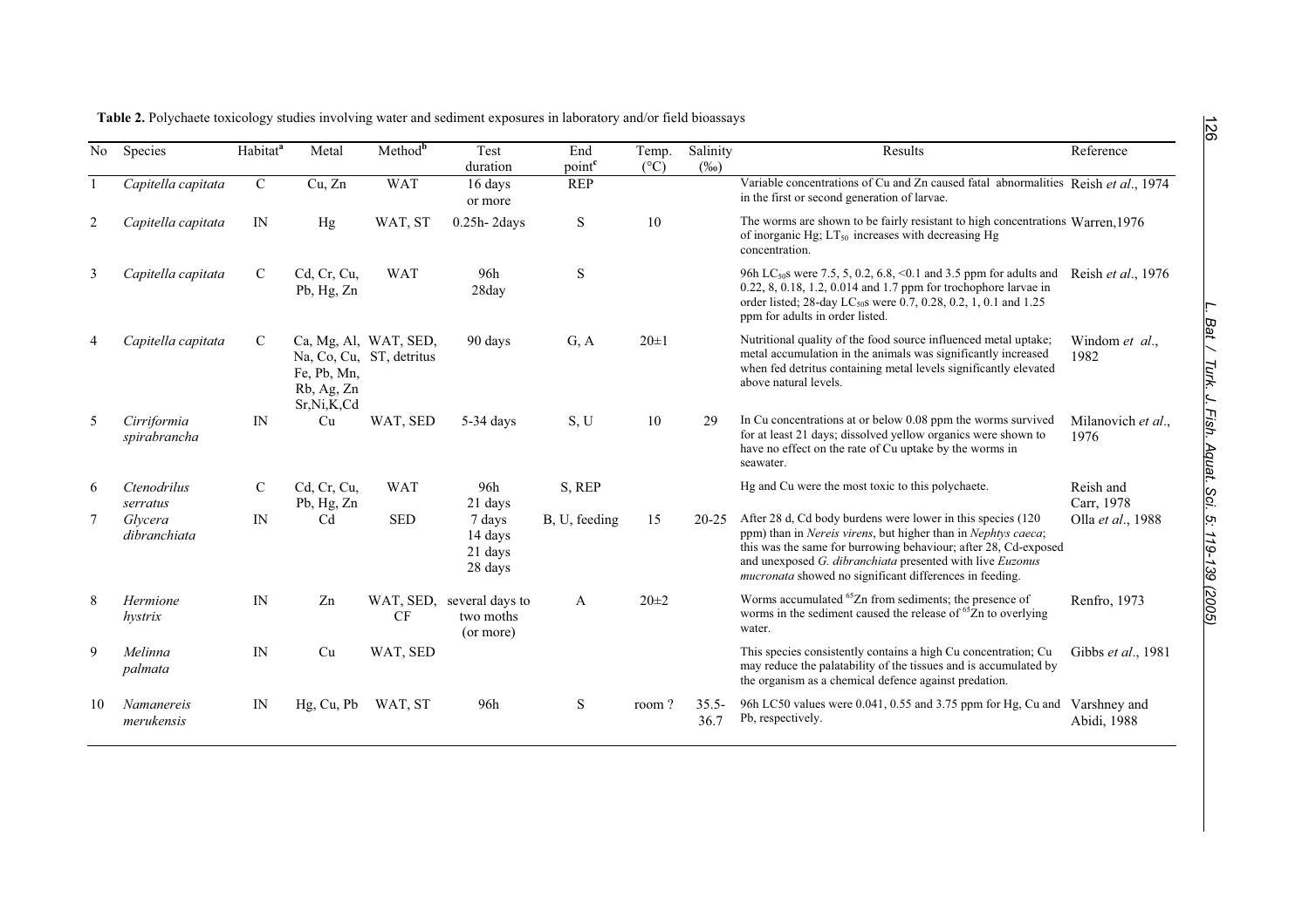**Table 2.** Polychaete toxicology studies involving water and sediment exposures in laboratory and/or field bioassays

| No | Species | Habitat[a] | Metal | Method[b] | Test duration | End point[c] | Temp. (°C) | Salinity (‰) | Results | Reference |
|---|---|---|---|---|---|---|---|---|---|---|
| 1 | *Capitella capitata* | C | Cu, Zn | WAT | 16 days or more | REP | | | Variable concentrations of Cu and Zn caused fatal abnormalities in the first or second generation of larvae. | Reish *et al*., 1974 |
| 2 | *Capitella capitata* | IN | Hg | WAT, ST | 0.25h- 2days | S | 10 | | The worms are shown to be fairly resistant to high concentrations of inorganic Hg; $LT_{50}$ increases with decreasing Hg concentration. | Warren,1976 |
| 3 | *Capitella capitata* | C | Cd, Cr, Cu, Pb, Hg, Zn | WAT | 96h 28day | S | | | 96h $LC_{50}$s were 7.5, 5, 0.2, 6.8, <0.1 and 3.5 ppm for adults and 0.22, 8, 0.18, 1.2, 0.014 and 1.7 ppm for trochophore larvae in order listed; 28-day $LC_{50}$s were 0.7, 0.28, 0.2, 1, 0.1 and 1.25 ppm for adults in order listed. | Reish *et al*., 1976 |
| 4 | *Capitella capitata* | C | Ca, Mg, Al, Na, Co, Cu, Fe, Pb, Mn, Rb, Ag, Zn Sr,Ni,K,Cd | WAT, SED, ST, detritus | 90 days | G, A | 20±1 | | Nutritional quality of the food source influenced metal uptake; metal accumulation in the animals was significantly increased when fed detritus containing metal levels significantly elevated above natural levels. | Windom *et al*., 1982 |
| 5 | *Cirriformia spirabrancha* | IN | Cu | WAT, SED | 5-34 days | S, U | 10 | 29 | In Cu concentrations at or below 0.08 ppm the worms survived for at least 21 days; dissolved yellow organics were shown to have no effect on the rate of Cu uptake by the worms in seawater. | Milanovich *et al*., 1976 |
| 6 | *Ctenodrilus serratus* | C | Cd, Cr, Cu, Pb, Hg, Zn | WAT | 96h 21 days | S, REP | | | Hg and Cu were the most toxic to this polychaete. | Reish and Carr, 1978 |
| 7 | *Glycera dibranchiata* | IN | Cd | SED | 7 days 14 days 21 days 28 days | B, U, feeding | 15 | 20-25 | After 28 d, Cd body burdens were lower in this species (120 ppm) than in *Nereis virens*, but higher than in *Nephtys caeca*; this was the same for burrowing behaviour; after 28, Cd-exposed and unexposed *G. dibranchiata* presented with live *Euzonus mucronata* showed no significant differences in feeding. | Olla *et al*., 1988 |
| 8 | *Hermione hystrix* | IN | Zn | WAT, SED, CF | several days to two moths (or more) | A | 20±2 | | Worms accumulated $^{65}$Zn from sediments; the presence of worms in the sediment caused the release of $^{65}$Zn to overlying water. | Renfro, 1973 |
| 9 | *Melinna palmata* | IN | Cu | WAT, SED | | | | | This species consistently contains a high Cu concentration; Cu may reduce the palatability of the tissues and is accumulated by the organism as a chemical defence against predation. | Gibbs *et al*., 1981 |
| 10 | *Namanereis merukensis* | IN | Hg, Cu, Pb | WAT, ST | 96h | S | room ? | 35.5-36.7 | 96h LC50 values were 0.041, 0.55 and 3.75 ppm for Hg, Cu and Pb, respectively. | Varshney and Abidi, 1988 |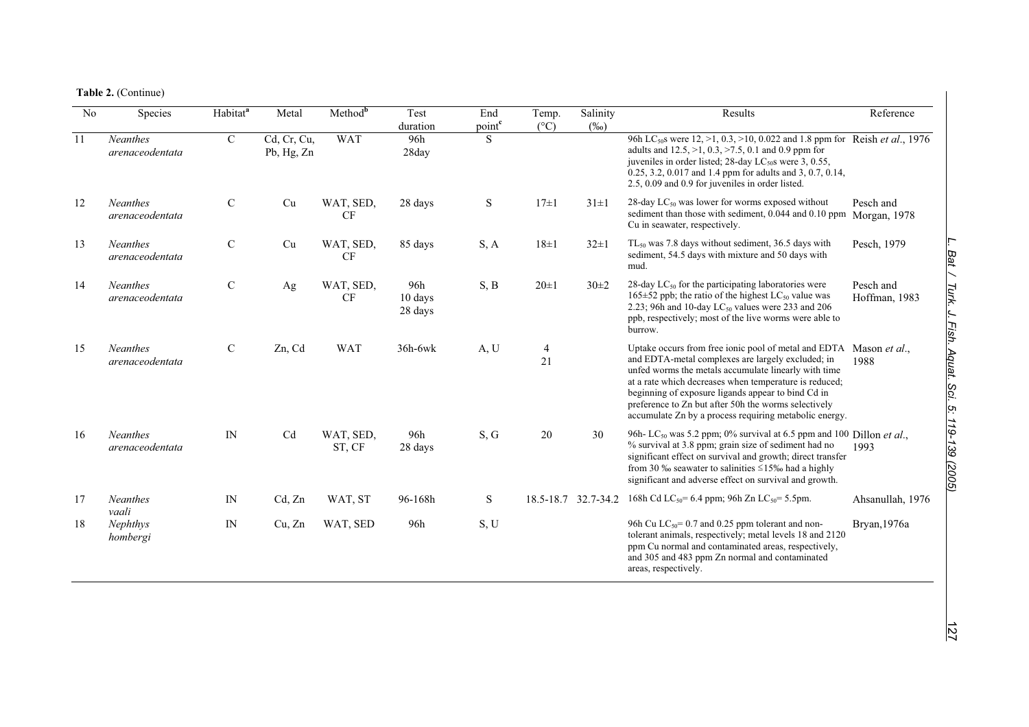**Table 2.** (Continue)

| No | Species | Habitat[a] | Metal | Method[b] | Test duration | End point[c] | Temp. (°C) | Salinity (‰) | Results | Reference |
|---|---|---|---|---|---|---|---|---|---|---|
| 11 | *Neanthes arenaceodentata* | C | Cd, Cr, Cu, Pb, Hg, Zn | WAT | 96h 28day | S | | | 96h $LC_{50}$s were 12, >1, 0.3, >10, 0.022 and 1.8 ppm for adults and 12.5, >1, 0.3, >7.5, 0.1 and 0.9 ppm for juveniles in order listed; 28-day $LC_{50}$s were 3, 0.55, 0.25, 3.2, 0.017 and 1.4 ppm for adults and 3, 0.7, 0.14, 2.5, 0.09 and 0.9 for juveniles in order listed. | Reish *et al*., 1976 |
| 12 | *Neanthes arenaceodentata* | C | Cu | WAT, SED, CF | 28 days | S | 17±1 | 31±1 | 28-day $LC_{50}$ was lower for worms exposed without sediment than those with sediment, 0.044 and 0.10 ppm Cu in seawater, respectively. | Pesch and Morgan, 1978 |
| 13 | *Neanthes arenaceodentata* | C | Cu | WAT, SED, CF | 85 days | S, A | 18±1 | 32±1 | $TL_{50}$ was 7.8 days without sediment, 36.5 days with sediment, 54.5 days with mixture and 50 days with mud. | Pesch, 1979 |
| 14 | *Neanthes arenaceodentata* | C | Ag | WAT, SED, CF | 96h 10 days 28 days | S, B | 20±1 | 30±2 | 28-day $LC_{50}$ for the participating laboratories were 165±52 ppb; the ratio of the highest $LC_{50}$ value was 2.23; 96h and 10-day $LC_{50}$ values were 233 and 206 ppb, respectively; most of the live worms were able to burrow. | Pesch and Hoffman, 1983 |
| 15 | *Neanthes arenaceodentata* | C | Zn, Cd | WAT | 36h-6wk | A, U | 4 21 | | Uptake occurs from free ionic pool of metal and EDTA and EDTA-metal complexes are largely excluded; in unfed worms the metals accumulate linearly with time at a rate which decreases when temperature is reduced; beginning of exposure ligands appear to bind Cd in preference to Zn but after 50h the worms selectively accumulate Zn by a process requiring metabolic energy. | Mason *et al*., 1988 |
| 16 | *Neanthes arenaceodentata* | IN | Cd | WAT, SED, ST, CF | 96h 28 days | S, G | 20 | 30 | 96h- $LC_{50}$ was 5.2 ppm; 0% survival at 6.5 ppm and 100 % survival at 3.8 ppm; grain size of sediment had no significant effect on survival and growth; direct transfer from 30 ‰ seawater to salinities ≤15‰ had a highly significant and adverse effect on survival and growth. | Dillon *et al*., 1993 |
| 17 | *Neanthes vaali* | IN | Cd, Zn | WAT, ST | 96-168h | S | 18.5-18.7 | 32.7-34.2 | 168h Cd $LC_{50}$= 6.4 ppm; 96h Zn $LC_{50}$= 5.5ppm. | Ahsanullah, 1976 |
| 18 | *Nephthys hombergi* | IN | Cu, Zn | WAT, SED | 96h | S, U | | | 96h Cu $LC_{50}$= 0.7 and 0.25 ppm tolerant and non-tolerant animals, respectively; metal levels 18 and 2120 ppm Cu normal and contaminated areas, respectively, and 305 and 483 ppm Zn normal and contaminated areas, respectively. | Bryan,1976a |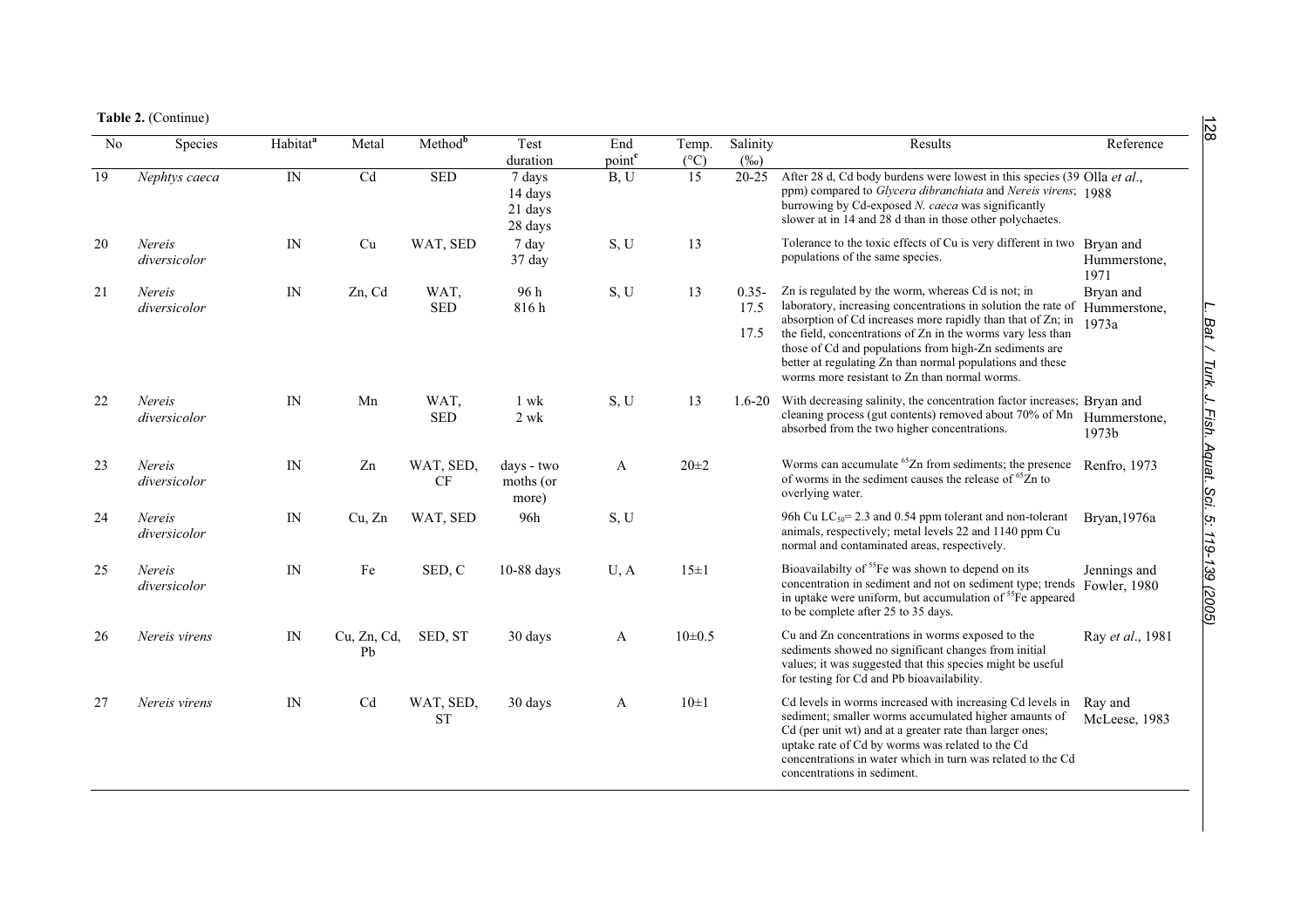**Table 2.** (Continue)

| No | Species | Habitat[a] | Metal | Method[b] | Test duration | End point[c] | Temp. (°C) | Salinity (‰) | Results | Reference |
|---|---|---|---|---|---|---|---|---|---|---|
| 19 | *Nephtys caeca* | IN | Cd | SED | 7 days 14 days 21 days 28 days | B, U | 15 | 20-25 | After 28 d, Cd body burdens were lowest in this species (39 ppm) compared to *Glycera dibranchiata* and *Nereis virens*; burrowing by Cd-exposed *N. caeca* was significantly slower at in 14 and 28 d than in those other polychaetes. | Olla *et al*., 1988 |
| 20 | *Nereis diversicolor* | IN | Cu | WAT, SED | 7 day 37 day | S, U | 13 | | Tolerance to the toxic effects of Cu is very different in two populations of the same species. | Bryan and Hummerstone, 1971 |
| 21 | *Nereis diversicolor* | IN | Zn, Cd | WAT, SED | 96 h 816 h | S, U | 13 | 0.35-17.5 17.5 | Zn is regulated by the worm, whereas Cd is not; in laboratory, increasing concentrations in solution the rate of absorption of Cd increases more rapidly than that of Zn; in the field, concentrations of Zn in the worms vary less than those of Cd and populations from high-Zn sediments are better at regulating Zn than normal populations and these worms more resistant to Zn than normal worms. | Bryan and Hummerstone, 1973a |
| 22 | *Nereis diversicolor* | IN | Mn | WAT, SED | 1 wk 2 wk | S, U | 13 | 1.6-20 | With decreasing salinity, the concentration factor increases; cleaning process (gut contents) removed about 70% of Mn absorbed from the two higher concentrations. | Bryan and Hummerstone, 1973b |
| 23 | *Nereis diversicolor* | IN | Zn | WAT, SED, CF | days - two moths (or more) | A | 20±2 | | Worms can accumulate $^{65}Zn$ from sediments; the presence of worms in the sediment causes the release of $^{65}Zn$ to overlying water. | Renfro, 1973 |
| 24 | *Nereis diversicolor* | IN | Cu, Zn | WAT, SED | 96h | S, U | | | 96h Cu $LC_{50}$= 2.3 and 0.54 ppm tolerant and non-tolerant animals, respectively; metal levels 22 and 1140 ppm Cu normal and contaminated areas, respectively. | Bryan,1976a |
| 25 | *Nereis diversicolor* | IN | Fe | SED, C | 10-88 days | U, A | 15±1 | | Bioavailabilty of $^{55}Fe$ was shown to depend on its concentration in sediment and not on sediment type; trends in uptake were uniform, but accumulation of $^{55}Fe$ appeared to be complete after 25 to 35 days. | Jennings and Fowler, 1980 |
| 26 | *Nereis virens* | IN | Cu, Zn, Cd, Pb | SED, ST | 30 days | A | 10±0.5 | | Cu and Zn concentrations in worms exposed to the sediments showed no significant changes from initial values; it was suggested that this species might be useful for testing for Cd and Pb bioavailability. | Ray *et al*., 1981 |
| 27 | *Nereis virens* | IN | Cd | WAT, SED, ST | 30 days | A | 10±1 | | Cd levels in worms increased with increasing Cd levels in sediment; smaller worms accumulated higher amaunts of Cd (per unit wt) and at a greater rate than larger ones; uptake rate of Cd by worms was related to the Cd concentrations in water which in turn was related to the Cd concentrations in sediment. | Ray and McLeese, 1983 |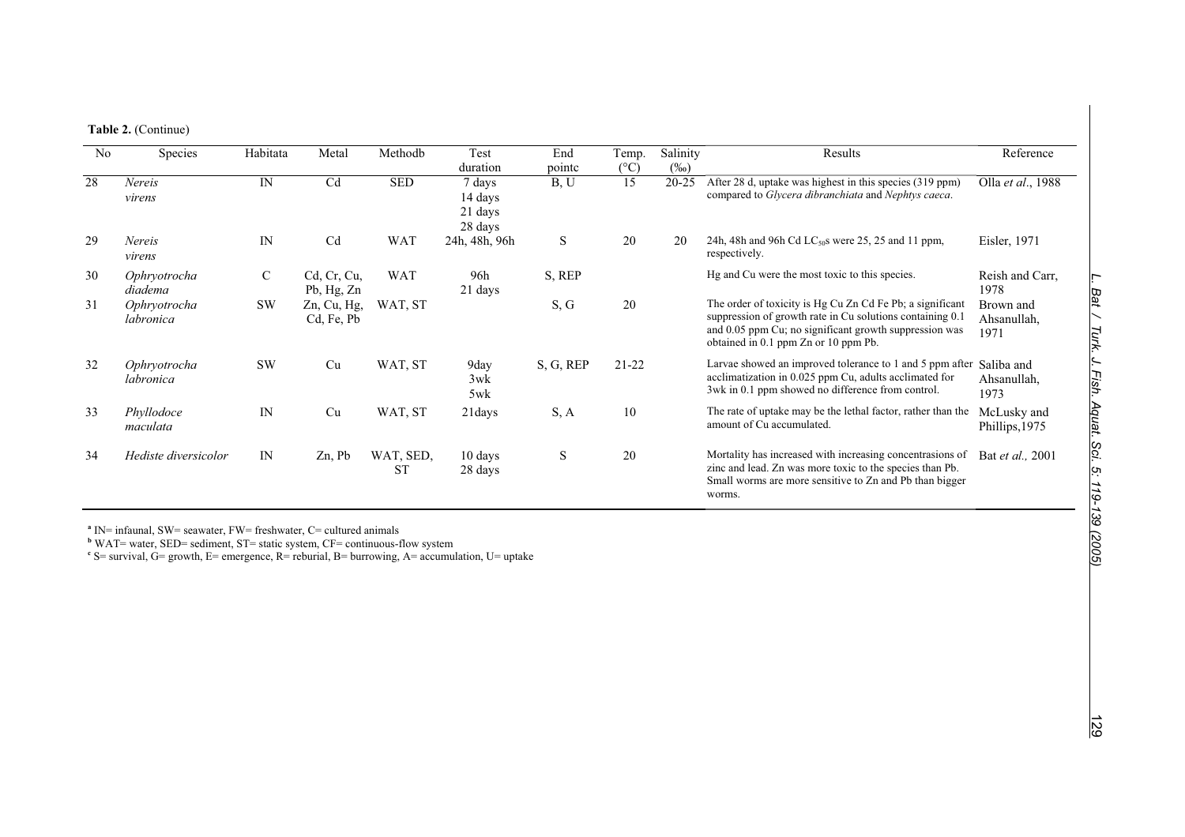**Table 2.** (Continue)

| No | Species | Habitat[a] | Metal | Method[b] | Test duration | End point[c] | Temp. (°C) | Salinity (‰) | Results | Reference |
|---|---|---|---|---|---|---|---|---|---|---|
| 28 | *Nereis virens* | IN | Cd | SED | 7 days 14 days 21 days 28 days | B, U | 15 | 20-25 | After 28 d, uptake was highest in this species (319 ppm) compared to *Glycera dibranchiata* and *Nephtys caeca*. | Olla *et al*., 1988 |
| 29 | *Nereis virens* | IN | Cd | WAT | 24h, 48h, 96h | S | 20 | 20 | 24h, 48h and 96h Cd $LC_{50}$s were 25, 25 and 11 ppm, respectively. | Eisler, 1971 |
| 30 | *Ophryotrocha diadema* | C | Cd, Cr, Cu, Pb, Hg, Zn | WAT | 96h 21 days | S, REP | | | Hg and Cu were the most toxic to this species. | Reish and Carr, 1978 |
| 31 | *Ophryotrocha labronica* | SW | Zn, Cu, Hg, Cd, Fe, Pb | WAT, ST | | S, G | 20 | | The order of toxicity is Hg Cu Zn Cd Fe Pb; a significant suppression of growth rate in Cu solutions containing 0.1 and 0.05 ppm Cu; no significant growth suppression was obtained in 0.1 ppm Zn or 10 ppm Pb. | Brown and Ahsanullah, 1971 |
| 32 | *Ophryotrocha labronica* | SW | Cu | WAT, ST | 9day 3wk 5wk | S, G, REP | 21-22 | | Larvae showed an improved tolerance to 1 and 5 ppm after acclimatization in 0.025 ppm Cu, adults acclimated for 3wk in 0.1 ppm showed no difference from control. | Saliba and Ahsanullah, 1973 |
| 33 | *Phyllodoce maculata* | IN | Cu | WAT, ST | 21days | S, A | 10 | | The rate of uptake may be the lethal factor, rather than the amount of Cu accumulated. | McLusky and Phillips,1975 |
| 34 | *Hediste diversicolor* | IN | Zn, Pb | WAT, SED, ST | 10 days 28 days | S | 20 | | Mortality has increased with increasing concentrasions of zinc and lead. Zn was more toxic to the species than Pb. Small worms are more sensitive to Zn and Pb than bigger worms. | Bat *et al.,* 2001 |

[a] IN= infaunal, SW= seawater, FW= freshwater, C= cultured animals
[b] WAT= water, SED= sediment, ST= static system, CF= continuous-flow system
[c] S= survival, G= growth, E= emergence, R= reburial, B= burrowing, A= accumulation, U= uptake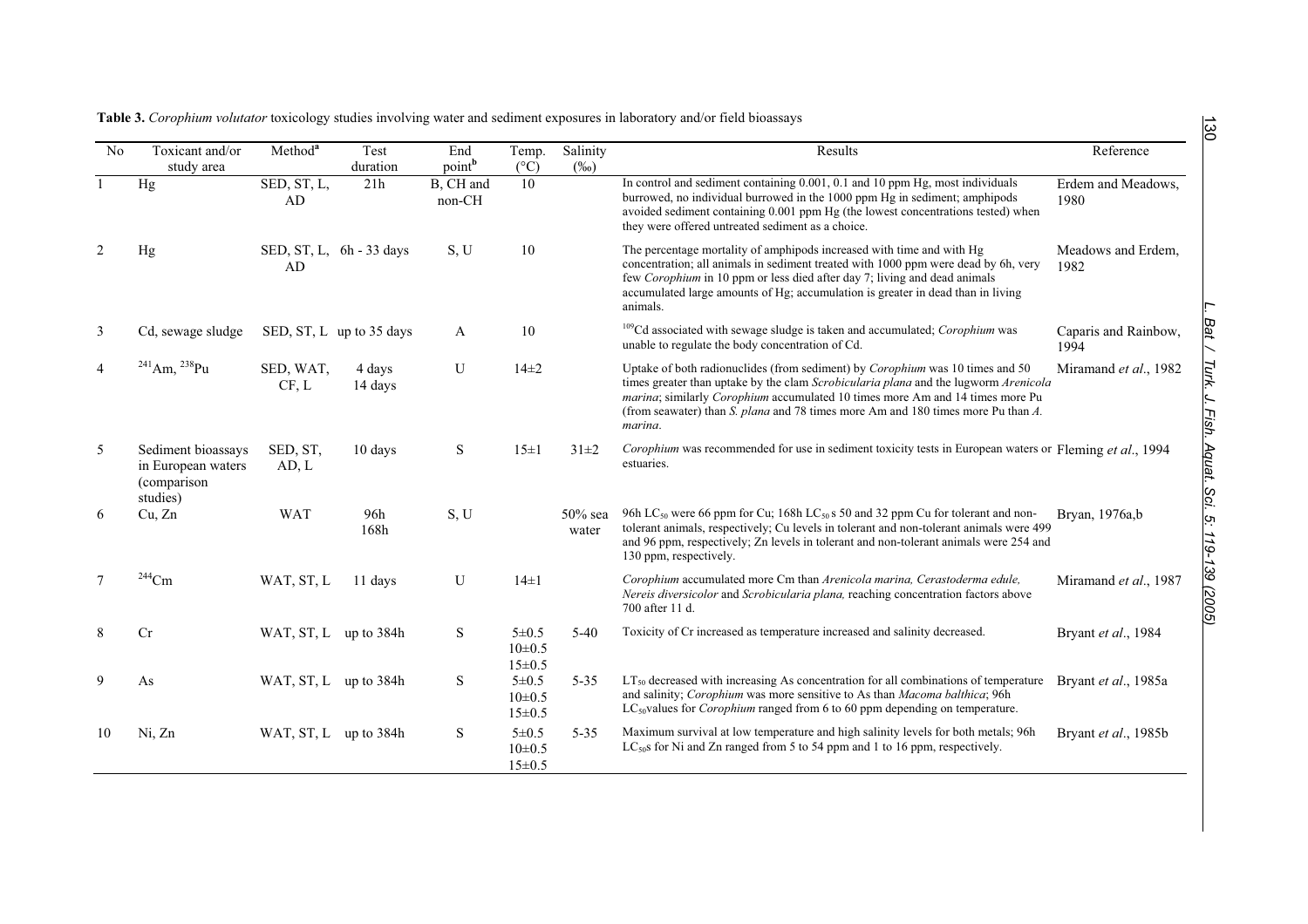**Table 3.** *Corophium volutator* toxicology studies involving water and sediment exposures in laboratory and/or field bioassays

| No | Toxicant and/or study area | Method[a] | Test duration | End point[b] | Temp. (°C) | Salinity (‰) | Results | Reference |
|---|---|---|---|---|---|---|---|---|
| 1 | Hg | SED, ST, L, AD | 21h | B, CH and non-CH | 10 | | In control and sediment containing 0.001, 0.1 and 10 ppm Hg, most individuals burrowed, no individual burrowed in the 1000 ppm Hg in sediment; amphipods avoided sediment containing 0.001 ppm Hg (the lowest concentrations tested) when they were offered untreated sediment as a choice. | Erdem and Meadows, 1980 |
| 2 | Hg | SED, ST, L, AD | 6h - 33 days | S, U | 10 | | The percentage mortality of amphipods increased with time and with Hg concentration; all animals in sediment treated with 1000 ppm were dead by 6h, very few *Corophium* in 10 ppm or less died after day 7; living and dead animals accumulated large amounts of Hg; accumulation is greater in dead than in living animals. | Meadows and Erdem, 1982 |
| 3 | Cd, sewage sludge | SED, ST, L | up to 35 days | A | 10 | | $^{109}$Cd associated with sewage sludge is taken and accumulated; *Corophium* was unable to regulate the body concentration of Cd. | Caparis and Rainbow, 1994 |
| 4 | $^{241}$Am, $^{238}$Pu | SED, WAT, CF, L | 4 days 14 days | U | 14±2 | | Uptake of both radionuclides (from sediment) by *Corophium* was 10 times and 50 times greater than uptake by the clam *Scrobicularia plana* and the lugworm *Arenicola marina*; similarly *Corophium* accumulated 10 times more Am and 14 times more Pu (from seawater) than *S. plana* and 78 times more Am and 180 times more Pu than *A. marina*. | Miramand *et al*., 1982 |
| 5 | Sediment bioassays in European waters (comparison studies) | SED, ST, AD, L | 10 days | S | 15±1 | 31±2 | *Corophium* was recommended for use in sediment toxicity tests in European waters or estuaries. | Fleming *et al*., 1994 |
| 6 | Cu, Zn | WAT | 96h 168h | S, U | | 50% sea water | 96h $LC_{50}$ were 66 ppm for Cu; 168h $LC_{50}$ s 50 and 32 ppm Cu for tolerant and non-tolerant animals, respectively; Cu levels in tolerant and non-tolerant animals were 499 and 96 ppm, respectively; Zn levels in tolerant and non-tolerant animals were 254 and 130 ppm, respectively. | Bryan, 1976a,b |
| 7 | $^{244}$Cm | WAT, ST, L | 11 days | U | 14±1 | | *Corophium* accumulated more Cm than *Arenicola marina, Cerastoderma edule, Nereis diversicolor* and *Scrobicularia plana,* reaching concentration factors above 700 after 11 d. | Miramand *et al*., 1987 |
| 8 | Cr | WAT, ST, L | up to 384h | S | 5±0.5 10±0.5 15±0.5 | 5-40 | Toxicity of Cr increased as temperature increased and salinity decreased. | Bryant *et al*., 1984 |
| 9 | As | WAT, ST, L | up to 384h | S | 5±0.5 10±0.5 15±0.5 | 5-35 | $LT_{50}$ decreased with increasing As concentration for all combinations of temperature and salinity; *Corophium* was more sensitive to As than *Macoma balthica*; 96h $LC_{50}$values for *Corophium* ranged from 6 to 60 ppm depending on temperature. | Bryant *et al*., 1985a |
| 10 | Ni, Zn | WAT, ST, L | up to 384h | S | 5±0.5 10±0.5 15±0.5 | 5-35 | Maximum survival at low temperature and high salinity levels for both metals; 96h $LC_{50}$s for Ni and Zn ranged from 5 to 54 ppm and 1 to 16 ppm, respectively. | Bryant *et al*., 1985b |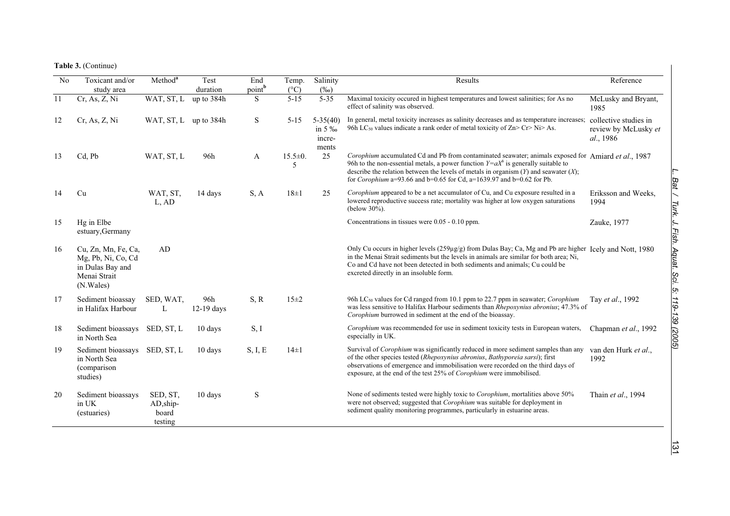**Table 3.** (Continue)

| No | Toxicant and/or study area | Method[a] | Test duration | End point[b] | Temp. (°C) | Salinity (‰) | Results | Reference |
|---|---|---|---|---|---|---|---|---|
| 11 | Cr, As, Z, Ni | WAT, ST, L | up to 384h | S | 5-15 | 5-35 | Maximal toxicity occured in highest temperatures and lowest salinities; for As no effect of salinity was observed. | McLusky and Bryant, 1985 |
| 12 | Cr, As, Z, Ni | WAT, ST, L | up to 384h | S | 5-15 | 5-35(40) in 5 ‰ incre-ments | In general, metal toxicity increases as salinity decreases and as temperature increases; 96h $LC_{50}$ values indicate a rank order of metal toxicity of Zn> Cr> Ni> As. | collective studies in review by McLusky *et al*., 1986 |
| 13 | Cd, Pb | WAT, ST, L | 96h | A | 15.5±0.5 | 25 | *Corophium* accumulated Cd and Pb from contaminated seawater; animals exposed for 96h to the non-essential metals, a power function $Y=aX^b$ is generally suitable to describe the relation between the levels of metals in organism ($Y$) and seawater ($X$); for *Corophium* a=93.66 and b=0.65 for Cd, a=1639.97 and b=0.62 for Pb. | Amiard *et al*., 1987 |
| 14 | Cu | WAT, ST, L, AD | 14 days | S, A | 18±1 | 25 | *Corophium* appeared to be a net accumulator of Cu, and Cu exposure resulted in a lowered reproductive success rate; mortality was higher at low oxygen saturations (below 30%). | Eriksson and Weeks, 1994 |
| 15 | Hg in Elbe estuary,Germany | | | | | | Concentrations in tissues were 0.05 - 0.10 ppm. | Zauke, 1977 |
| 16 | Cu, Zn, Mn, Fe, Ca, Mg, Pb, Ni, Co, Cd in Dulas Bay and Menai Strait (N.Wales) | AD | | | | | Only Cu occurs in higher levels (259µg/g) from Dulas Bay; Ca, Mg and Pb are higher in the Menai Strait sediments but the levels in animals are similar for both area; Ni, Co and Cd have not been detected in both sediments and animals; Cu could be excreted directly in an insoluble form. | Icely and Nott, 1980 |
| 17 | Sediment bioassay in Halifax Harbour | SED, WAT, L | 96h 12-19 days | S, R | 15±2 | | 96h $LC_{50}$ values for Cd ranged from 10.1 ppm to 22.7 ppm in seawater; *Corophium* was less sensitive to Halifax Harbour sediments than *Rhepoxynius abronius*; 47.3% of *Corophium* burrowed in sediment at the end of the bioassay. | Tay *et al*., 1992 |
| 18 | Sediment bioassays in North Sea | SED, ST, L | 10 days | S, I | | | *Corophium* was recommended for use in sediment toxicity tests in European waters, especially in UK. | Chapman *et al*., 1992 |
| 19 | Sediment bioassays in North Sea (comparison studies) | SED, ST, L | 10 days | S, I, E | 14±1 | | Survival of *Corophium* was significantly reduced in more sediment samples than any of the other species tested (*Rhepoxynius abronius*, *Bathyporeia sarsi*); first observations of emergence and immobilisation were recorded on the third days of exposure, at the end of the test 25% of *Corophium* were immobilised. | van den Hurk *et al*., 1992 |
| 20 | Sediment bioassays in UK (estuaries) | SED, ST, AD,ship-board testing | 10 days | S | | | None of sediments tested were highly toxic to *Corophium*, mortalities above 50% were not observed; suggested that *Corophium* was suitable for deployment in sediment quality monitoring programmes, particularly in estuarine areas. | Thain *et al*., 1994 |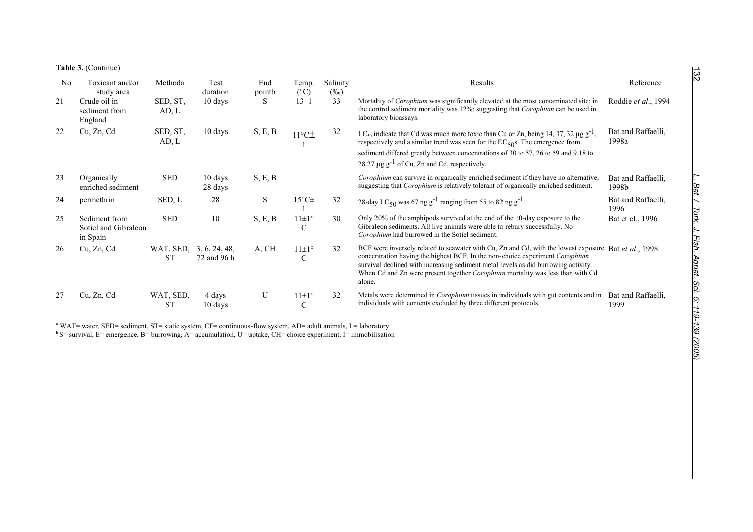**Table 3.** (Continue)

| No | Toxicant and/or study area | Methoda | Test duration | End pointb | Temp. (°C) | Salinity (‰) | Results | Reference |
|---|---|---|---|---|---|---|---|---|
| 21 | Crude oil in sediment from England | SED, ST, AD, L | 10 days | S | 13±1 | 33 | Mortality of *Corophium* was significantly elevated at the most contaminated site; in the control sediment mortality was 12%; suggesting that *Corophium* can be used in laboratory bioassays. | Roddie *et al*., 1994 |
| 22 | Cu, Zn, Cd | SED, ST, AD, L | 10 days | S, E, B | 11°C± 1 | 32 | $LC_{50}$ indicate that Cd was much more toxic than Cu or Zn, being 14, 37, 32 µg $g^{-1}$, respectively and a similar trend was seen for the $EC_{50}$s. The emergence from sediment differed greatly between concentrations of 30 to 57, 26 to 59 and 9.18 to 28.27 µg $g^{-1}$ of Cu, Zn and Cd, respectively. | Bat and Raffaelli, 1998a |
| 23 | Organically enriched sediment | SED | 10 days 28 days | S, E, B | | | *Corophium* can survive in organically enriched sediment if they have no alternative, suggesting that *Corophium* is relatively tolerant of organically enriched sediment. | Bat and Raffaelli, 1998b |
| 24 | permethrin | SED, L | 28 | S | 15°C± 1 | 32 | 28-day $LC_{50}$ was 67 ng $g^{-1}$ ranging from 55 to 82 ng $g^{-1}$ | Bat and Raffaelli, 1996 |
| 25 | Sediment from Sotiel and Gibraleon in Spain | SED | 10 | S, E, B | 11±1° C | 30 | Only 20% of the amphipods survived at the end of the 10-day exposure to the Gibraleon sediments. All live animals were able to rebury successfully. No *Corophium* had burrowed in the Sotiel sediment. | Bat et el., 1996 |
| 26 | Cu, Zn, Cd | WAT, SED, ST | 3, 6, 24, 48, 72 and 96 h | A, CH | 11±1° C | 32 | BCF were inversely related to seawater with Cu, Zn and Cd, with the lowest exposure concentration having the highest BCF. In the non-choice experiment *Corophium* survival declined with increasing sediment metal levels as did burrowing activity. When Cd and Zn were present together *Corophium* mortality was less than with Cd alone. | Bat *et al*., 1998 |
| 27 | Cu, Zn, Cd | WAT, SED, ST | 4 days 10 days | U | 11±1° C | 32 | Metals were determined in *Corophium* tissues in individuals with gut contents and in individuals with contents excluded by three different protocols. | Bat and Raffaelli, 1999 |

[a] WAT= water, SED= sediment, ST= static system, CF= continuous-flow system, AD= adult animals, L= laboratory
[b] S= survival, E= emergence, B= burrowing, A= accumulation, U= uptake, CH= choice experiment, I= immobilisation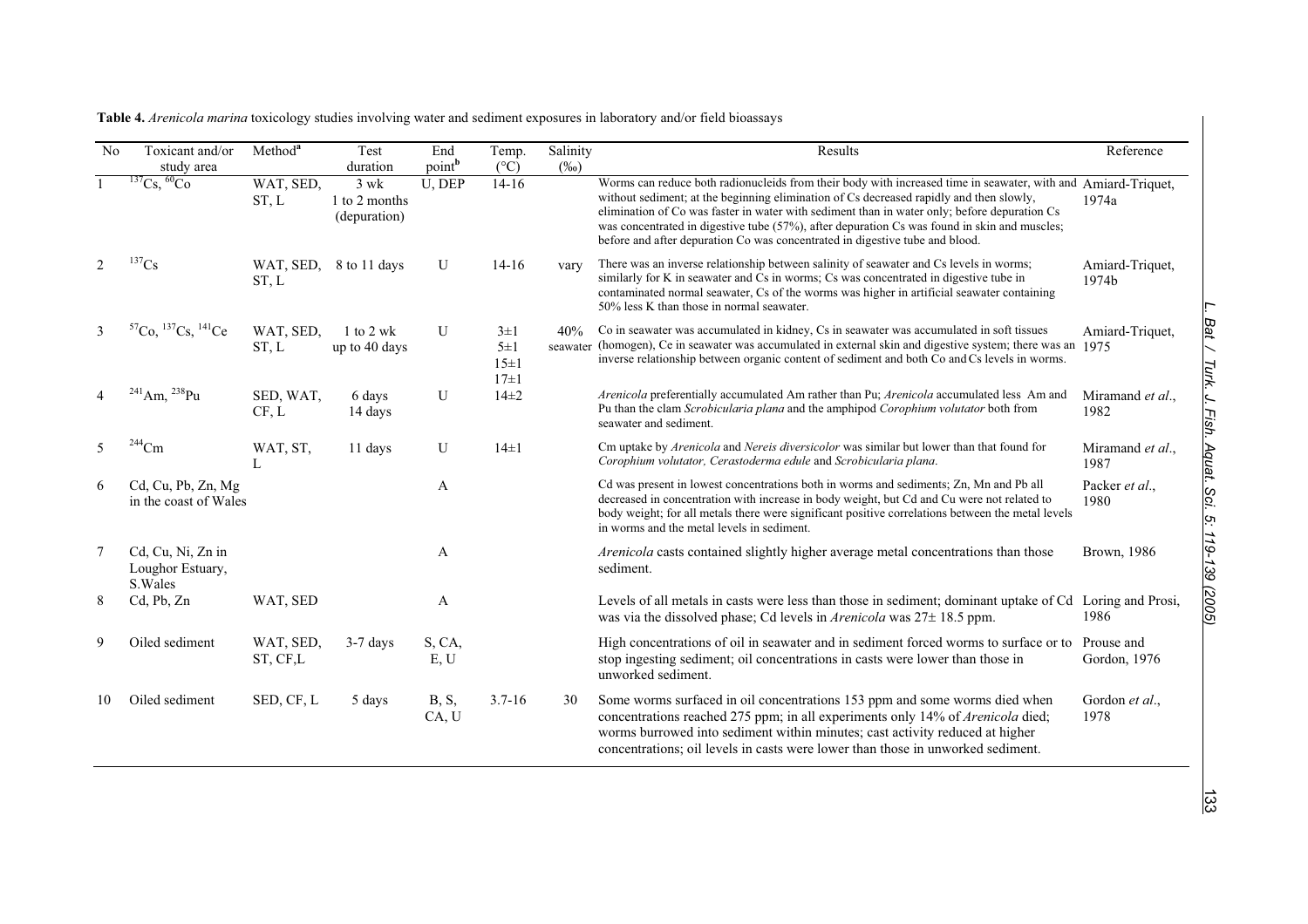**Table 4.** *Arenicola marina* toxicology studies involving water and sediment exposures in laboratory and/or field bioassays

| No | Toxicant and/or study area | Method[a] | Test duration | End point[b] | Temp. (°C) | Salinity (‰) | Results | Reference |
|---|---|---|---|---|---|---|---|---|
| 1 | $^{137}$Cs, $^{60}$Co | WAT, SED, ST, L | 3 wk 1 to 2 months (depuration) | U, DEP | 14-16 | | Worms can reduce both radionucleids from their body with increased time in seawater, with and without sediment; at the beginning elimination of Cs decreased rapidly and then slowly, elimination of Co was faster in water with sediment than in water only; before depuration Cs was concentrated in digestive tube (57%), after depuration Cs was found in skin and muscles; before and after depuration Co was concentrated in digestive tube and blood. | Amiard-Triquet, 1974a |
| 2 | $^{137}$Cs | WAT, SED, ST, L | 8 to 11 days | U | 14-16 | vary | There was an inverse relationship between salinity of seawater and Cs levels in worms; similarly for K in seawater and Cs in worms; Cs was concentrated in digestive tube in contaminated normal seawater, Cs of the worms was higher in artificial seawater containing 50% less K than those in normal seawater. | Amiard-Triquet, 1974b |
| 3 | $^{57}$Co, $^{137}$Cs, $^{141}$Ce | WAT, SED, ST, L | 1 to 2 wk up to 40 days | U | 3±1 5±1 15±1 17±1 | 40% seawater | Co in seawater was accumulated in kidney, Cs in seawater was accumulated in soft tissues (homogen), Ce in seawater was accumulated in external skin and digestive system; there was an inverse relationship between organic content of sediment and both Co and Cs levels in worms. | Amiard-Triquet, 1975 |
| 4 | $^{241}$Am, $^{238}$Pu | SED, WAT, CF, L | 6 days 14 days | U | 14±2 | | *Arenicola* preferentially accumulated Am rather than Pu; *Arenicola* accumulated less Am and Pu than the clam *Scrobicularia plana* and the amphipod *Corophium volutator* both from seawater and sediment. | Miramand *et al*., 1982 |
| 5 | $^{244}$Cm | WAT, ST, L | 11 days | U | 14±1 | | Cm uptake by *Arenicola* and *Nereis diversicolor* was similar but lower than that found for *Corophium volutator, Cerastoderma edule* and *Scrobicularia plana*. | Miramand *et al*., 1987 |
| 6 | Cd, Cu, Pb, Zn, Mg in the coast of Wales | | | A | | | Cd was present in lowest concentrations both in worms and sediments; Zn, Mn and Pb all decreased in concentration with increase in body weight, but Cd and Cu were not related to body weight; for all metals there were significant positive correlations between the metal levels in worms and the metal levels in sediment. | Packer *et al*., 1980 |
| 7 | Cd, Cu, Ni, Zn in Loughor Estuary, S.Wales | | | A | | | *Arenicola* casts contained slightly higher average metal concentrations than those sediment. | Brown, 1986 |
| 8 | Cd, Pb, Zn | WAT, SED | | A | | | Levels of all metals in casts were less than those in sediment; dominant uptake of Cd was via the dissolved phase; Cd levels in *Arenicola* was 27± 18.5 ppm. | Loring and Prosi, 1986 |
| 9 | Oiled sediment | WAT, SED, ST, CF,L | 3-7 days | S, CA, E, U | | | High concentrations of oil in seawater and in sediment forced worms to surface or to stop ingesting sediment; oil concentrations in casts were lower than those in unworked sediment. | Prouse and Gordon, 1976 |
| 10 | Oiled sediment | SED, CF, L | 5 days | B, S, CA, U | 3.7-16 | 30 | Some worms surfaced in oil concentrations 153 ppm and some worms died when concentrations reached 275 ppm; in all experiments only 14% of *Arenicola* died; worms burrowed into sediment within minutes; cast activity reduced at higher concentrations; oil levels in casts were lower than those in unworked sediment. | Gordon *et al*., 1978 |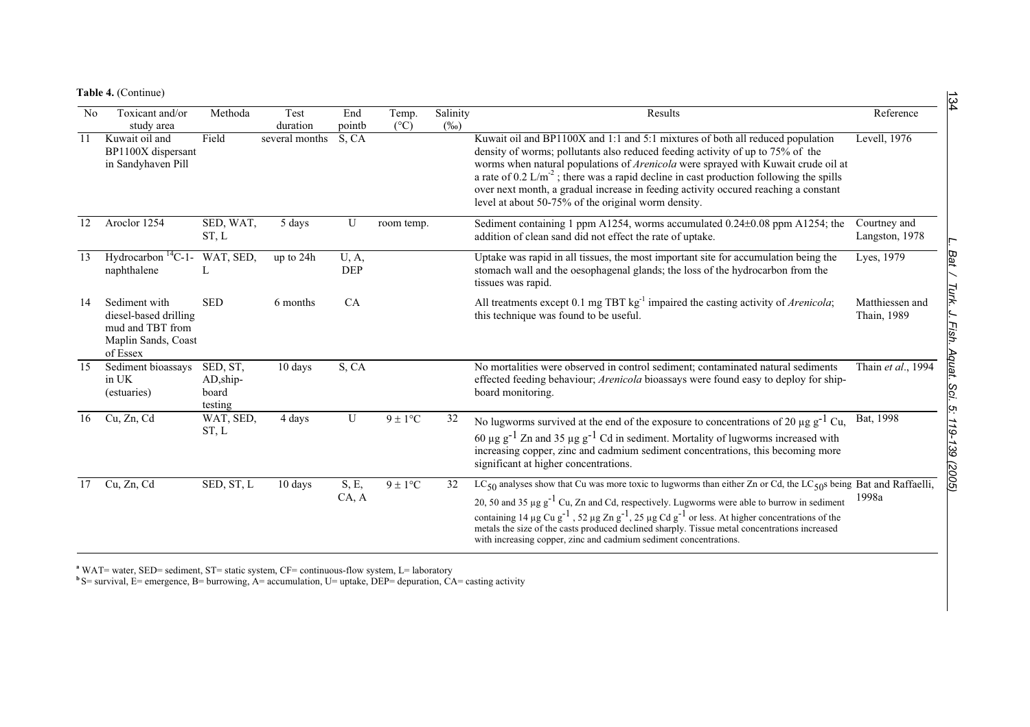**Table 4.** (Continue)

| No | Toxicant and/or study area | Methoda | Test duration | End pointb | Temp. (°C) | Salinity (‰) | Results | Reference |
|---|---|---|---|---|---|---|---|---|
| 11 | Kuwait oil and BP1100X dispersant in Sandyhaven Pill | Field | several months | S, CA | | | Kuwait oil and BP1100X and 1:1 and 5:1 mixtures of both all reduced population density of worms; pollutants also reduced feeding activity of up to 75% of the worms when natural populations of *Arenicola* were sprayed with Kuwait crude oil at a rate of 0.2 $L/m^{-2}$ ; there was a rapid decline in cast production following the spills over next month, a gradual increase in feeding activity occured reaching a constant level at about 50-75% of the original worm density. | Levell, 1976 |
| 12 | Aroclor 1254 | SED, WAT, ST, L | 5 days | U | room temp. | | Sediment containing 1 ppm A1254, worms accumulated 0.24±0.08 ppm A1254; the addition of clean sand did not effect the rate of uptake. | Courtney and Langston, 1978 |
| 13 | Hydrocarbon $^{14}C$-1-naphthalene | WAT, SED, L | up to 24h | U, A, DEP | | | Uptake was rapid in all tissues, the most important site for accumulation being the stomach wall and the oesophagenal glands; the loss of the hydrocarbon from the tissues was rapid. | Lyes, 1979 |
| 14 | Sediment with diesel-based drilling mud and TBT from Maplin Sands, Coast of Essex | SED | 6 months | CA | | | All treatments except 0.1 mg TBT $kg^{-1}$ impaired the casting activity of *Arenicola*; this technique was found to be useful. | Matthiessen and Thain, 1989 |
| 15 | Sediment bioassays in UK (estuaries) | SED, ST, AD,ship-board testing | 10 days | S, CA | | | No mortalities were observed in control sediment; contaminated natural sediments effected feeding behaviour; *Arenicola* bioassays were found easy to deploy for ship-board monitoring. | Thain *et al*., 1994 |
| 16 | Cu, Zn, Cd | WAT, SED, ST, L | 4 days | U | 9 ± 1°C | 32 | No lugworms survived at the end of the exposure to concentrations of 20 µg $g^{-1}$ Cu, 60 µg $g^{-1}$ Zn and 35 µg $g^{-1}$ Cd in sediment. Mortality of lugworms increased with increasing copper, zinc and cadmium sediment concentrations, this becoming more significant at higher concentrations. | Bat, 1998 |
| 17 | Cu, Zn, Cd | SED, ST, L | 10 days | S, E, CA, A | 9 ± 1°C | 32 | $LC_{50}$ analyses show that Cu was more toxic to lugworms than either Zn or Cd, the $LC_{50}$s being 20, 50 and 35 µg $g^{-1}$ Cu, Zn and Cd, respectively. Lugworms were able to burrow in sediment containing 14 µg Cu $g^{-1}$ , 52 µg Zn $g^{-1}$, 25 µg Cd $g^{-1}$ or less. At higher concentrations of the metals the size of the casts produced declined sharply. Tissue metal concentrations increased with increasing copper, zinc and cadmium sediment concentrations. | Bat and Raffaelli, 1998a |

[a] WAT= water, SED= sediment, ST= static system, CF= continuous-flow system, L= laboratory
[b] S= survival, E= emergence, B= burrowing, A= accumulation, U= uptake, DEP= depuration, CA= casting activity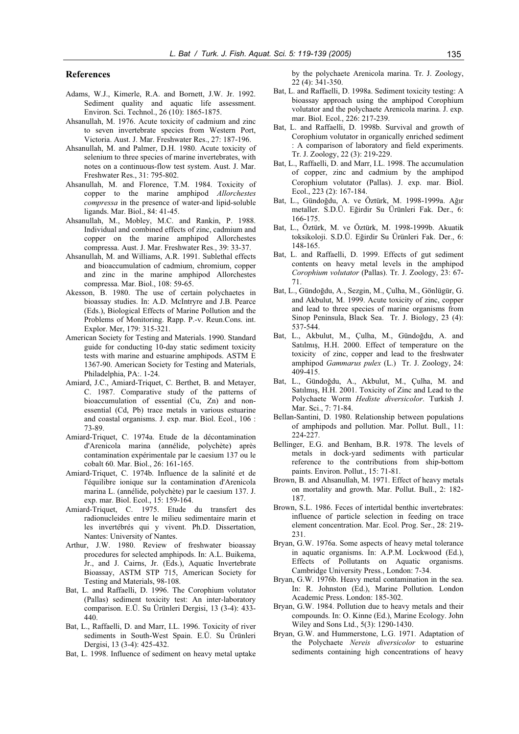## References

Adams, W.J., Kimerle, R.A. and Bornett, J.W. Jr. 1992. Sediment quality and aquatic life assessment. Environ. Sci. Technol., 26 (10): 1865-1875.

Ahsanullah, M. 1976. Acute toxicity of cadmium and zinc to seven invertebrate species from Western Port, Victoria. Aust. J. Mar. Freshwater Res., 27: 187-196.

Ahsanullah, M. and Palmer, D.H. 1980. Acute toxicity of selenium to three species of marine invertebrates, with notes on a continuous-flow test system. Aust. J. Mar. Freshwater Res., 31: 795-802.

Ahsanullah, M. and Florence, T.M. 1984. Toxicity of copper to the marine amphipod *Allorchestes compressa* in the presence of water-and lipid-soluble ligands. Mar. Biol., 84: 41-45.

Ahsanullah, M., Mobley, M.C. and Rankin, P. 1988. Individual and combined effects of zinc, cadmium and copper on the marine amphipod Allorchestes compressa. Aust. J. Mar. Freshwater Res., 39: 33-37.

Ahsanullah, M. and Williams, A.R. 1991. Sublethal effects and bioaccumulation of cadmium, chromium, copper and zinc in the marine amphipod Allorchestes compressa. Mar. Biol., 108: 59-65.

Akesson, B. 1980. The use of certain polychaetes in bioassay studies. In: A.D. McIntryre and J.B. Pearce (Eds.), Biological Effects of Marine Pollution and the Problems of Monitoring. Rapp. P.-v. Reun.Cons. int. Explor. Mer, 179: 315-321.

American Society for Testing and Materials. 1990. Standard guide for conducting 10-day static sediment toxicity tests with marine and estuarine amphipods. ASTM E 1367-90. American Society for Testing and Materials, Philadelphia, PA:. 1-24.

Amiard, J.C., Amiard-Triquet, C. Berthet, B. and Metayer, C. 1987. Comparative study of the patterns of bioaccumulation of essential (Cu, Zn) and non-essential (Cd, Pb) trace metals in various estuarine and coastal organisms. J. exp. mar. Biol. Ecol., 106 : 73-89.

Amiard-Triquet, C. 1974a. Etude de la décontamination d'Arenicola marina (annélide, polychète) après contamination expérimentale par le caesium 137 ou le cobalt 60. Mar. Biol., 26: 161-165.

Amiard-Triquet, C. 1974b. Influence de la salinité et de l'équilibre ionique sur la contamination d'Arenicola marina L. (annélide, polychète) par le caesium 137. J. exp. mar. Biol. Ecol., 15: 159-164.

Amiard-Triquet, C. 1975. Etude du transfert des radionucleides entre le milieu sedimentaire marin et les invertébrés qui y vivent. Ph.D. Dissertation, Nantes: University of Nantes.

Arthur, J.W. 1980. Review of freshwater bioassay procedures for selected amphipods. In: A.L. Buikema, Jr., and J. Cairns, Jr. (Eds.), Aquatic Invertebrate Bioassay, ASTM STP 715, American Society for Testing and Materials, 98-108.

Bat, L. and Raffaelli, D. 1996. The Corophium volutator (Pallas) sediment toxicity test: An inter-laboratory comparison. E.Ü. Su Ürünleri Dergisi, 13 (3-4): 433-440.

Bat, L., Raffaelli, D. and Marr, I.L. 1996. Toxicity of river sediments in South-West Spain. E.Ü. Su Ürünleri Dergisi, 13 (3-4): 425-432.

Bat, L. 1998. Influence of sediment on heavy metal uptake by the polychaete Arenicola marina. Tr. J. Zoology, 22 (4): 341-350.

Bat, L. and Raffaelli, D. 1998a. Sediment toxicity testing: A bioassay approach using the amphipod Corophium volutator and the polychaete Arenicola marina. J. exp. mar. Biol. Ecol., 226: 217-239.

Bat, L. and Raffaelli, D. 1998b. Survival and growth of Corophium volutator in organically enriched sediment : A comparison of laboratory and field experiments. Tr. J. Zoology, 22 (3): 219-229.

Bat, L., Raffaelli, D. and Marr, I.L. 1998. The accumulation of copper, zinc and cadmium by the amphipod Corophium volutator (Pallas). J. exp. mar. Biol. Ecol., 223 (2): 167-184.

Bat, L., Gündoğdu, A. ve Öztürk, M. 1998-1999a. Ağır metaller. S.D.Ü. Eğirdir Su Ürünleri Fak. Der., 6: 166-175.

Bat, L., Öztürk, M. ve Öztürk, M. 1998-1999b. Akuatik toksikoloji. S.D.Ü. Eğirdir Su Ürünleri Fak. Der., 6: 148-165.

Bat, L. and Raffaelli, D. 1999. Effects of gut sediment contents on heavy metal levels in the amphipod *Corophium volutator* (Pallas). Tr. J. Zoology, 23: 67-71.

Bat, L., Gündoğdu, A., Sezgin, M., Çulha, M., Gönlügür, G. and Akbulut, M. 1999. Acute toxicity of zinc, copper and lead to three species of marine organisms from Sinop Peninsula, Black Sea. Tr. J. Biology, 23 (4): 537-544.

Bat, L., Akbulut, M., Çulha, M., Gündoğdu, A. and Satılmış, H.H. 2000. Effect of temperature on the toxicity of zinc, copper and lead to the freshwater amphipod *Gammarus pulex* (L.) Tr. J. Zoology, 24: 409-415.

Bat, L., Gündoğdu, A., Akbulut, M., Çulha, M. and Satılmış, H.H. 2001. Toxicity of Zinc and Lead to the Polychaete Worm *Hediste diversicolor*. Turkish J. Mar. Sci., 7: 71-84.

Bellan-Santini, D. 1980. Relationship between populations of amphipods and pollution. Mar. Pollut. Bull., 11: 224-227.

Bellinger, E.G. and Benham, B.R. 1978. The levels of metals in dock-yard sediments with particular reference to the contributions from ship-bottom paints. Environ. Pollut., 15: 71-81.

Brown, B. and Ahsanullah, M. 1971. Effect of heavy metals on mortality and growth. Mar. Pollut. Bull., 2: 182-187.

Brown, S.L. 1986. Feces of intertidal benthic invertebrates: influence of particle selection in feeding on trace element concentration. Mar. Ecol. Prog. Ser., 28: 219-231.

Bryan, G.W. 1976a. Some aspects of heavy metal tolerance in aquatic organisms. In: A.P.M. Lockwood (Ed.), Effects of Pollutants on Aquatic organisms. Cambridge University Press., London: 7-34.

Bryan, G.W. 1976b. Heavy metal contamination in the sea. In: R. Johnston (Ed.), Marine Pollution. London Academic Press. London: 185-302.

Bryan, G.W. 1984. Pollution due to heavy metals and their compounds. In: O. Kinne (Ed.), Marine Ecology. John Wiley and Sons Ltd., 5(3): 1290-1430.

Bryan, G.W. and Hummerstone, L.G. 1971. Adaptation of the Polychaete *Nereis diversicolor* to estuarine sediments containing high concentrations of heavy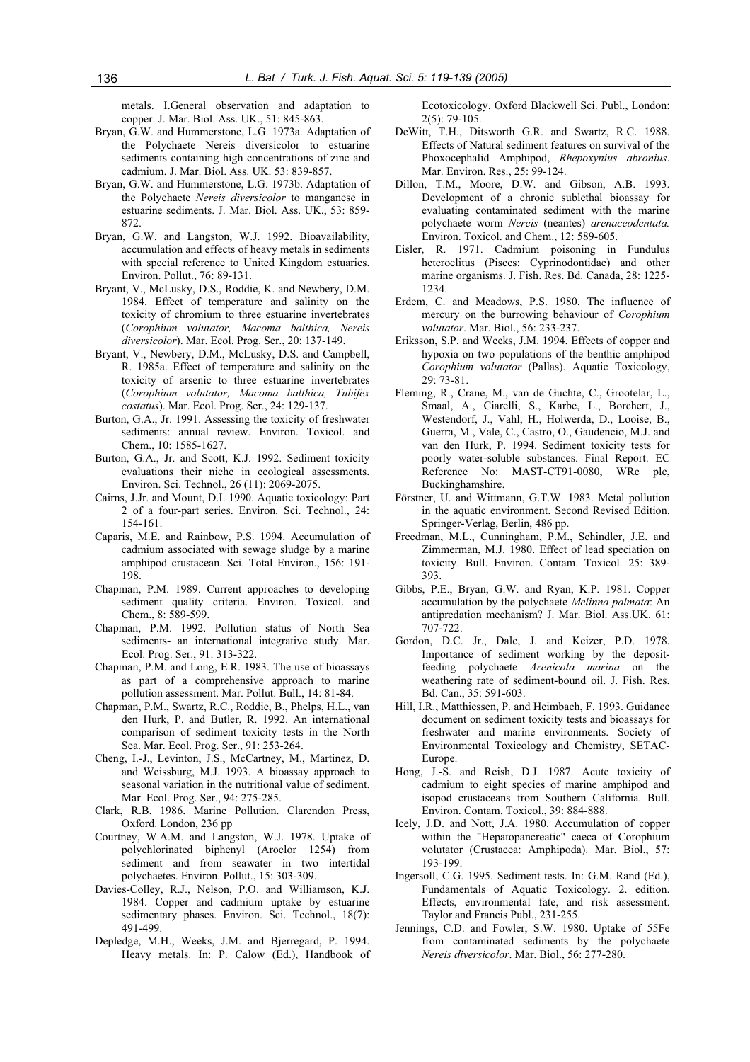metals. I.General observation and adaptation to copper. J. Mar. Biol. Ass. UK., 51: 845-863.

Bryan, G.W. and Hummerstone, L.G. 1973a. Adaptation of the Polychaete Nereis diversicolor to estuarine sediments containing high concentrations of zinc and cadmium. J. Mar. Biol. Ass. UK. 53: 839-857.

Bryan, G.W. and Hummerstone, L.G. 1973b. Adaptation of the Polychaete *Nereis diversicolor* to manganese in estuarine sediments. J. Mar. Biol. Ass. UK., 53: 859-872.

Bryan, G.W. and Langston, W.J. 1992. Bioavailability, accumulation and effects of heavy metals in sediments with special reference to United Kingdom estuaries. Environ. Pollut., 76: 89-131.

Bryant, V., McLusky, D.S., Roddie, K. and Newbery, D.M. 1984. Effect of temperature and salinity on the toxicity of chromium to three estuarine invertebrates (*Corophium volutator, Macoma balthica, Nereis diversicolor*). Mar. Ecol. Prog. Ser., 20: 137-149.

Bryant, V., Newbery, D.M., McLusky, D.S. and Campbell, R. 1985a. Effect of temperature and salinity on the toxicity of arsenic to three estuarine invertebrates (*Corophium volutator, Macoma balthica, Tubifex costatus*). Mar. Ecol. Prog. Ser., 24: 129-137.

Burton, G.A., Jr. 1991. Assessing the toxicity of freshwater sediments: annual review. Environ. Toxicol. and Chem., 10: 1585-1627.

Burton, G.A., Jr. and Scott, K.J. 1992. Sediment toxicity evaluations their niche in ecological assessments. Environ. Sci. Technol., 26 (11): 2069-2075.

Cairns, J.Jr. and Mount, D.I. 1990. Aquatic toxicology: Part 2 of a four-part series. Environ. Sci. Technol., 24: 154-161.

Caparis, M.E. and Rainbow, P.S. 1994. Accumulation of cadmium associated with sewage sludge by a marine amphipod crustacean. Sci. Total Environ., 156: 191-198.

Chapman, P.M. 1989. Current approaches to developing sediment quality criteria. Environ. Toxicol. and Chem., 8: 589-599.

Chapman, P.M. 1992. Pollution status of North Sea sediments- an international integrative study. Mar. Ecol. Prog. Ser., 91: 313-322.

Chapman, P.M. and Long, E.R. 1983. The use of bioassays as part of a comprehensive approach to marine pollution assessment. Mar. Pollut. Bull., 14: 81-84.

Chapman, P.M., Swartz, R.C., Roddie, B., Phelps, H.L., van den Hurk, P. and Butler, R. 1992. An international comparison of sediment toxicity tests in the North Sea. Mar. Ecol. Prog. Ser., 91: 253-264.

Cheng, I.-J., Levinton, J.S., McCartney, M., Martinez, D. and Weissburg, M.J. 1993. A bioassay approach to seasonal variation in the nutritional value of sediment. Mar. Ecol. Prog. Ser., 94: 275-285.

Clark, R.B. 1986. Marine Pollution. Clarendon Press, Oxford. London, 236 pp

Courtney, W.A.M. and Langston, W.J. 1978. Uptake of polychlorinated biphenyl (Aroclor 1254) from sediment and from seawater in two intertidal polychaetes. Environ. Pollut., 15: 303-309.

Davies-Colley, R.J., Nelson, P.O. and Williamson, K.J. 1984. Copper and cadmium uptake by estuarine sedimentary phases. Environ. Sci. Technol., 18(7): 491-499.

Depledge, M.H., Weeks, J.M. and Bjerregard, P. 1994. Heavy metals. In: P. Calow (Ed.), Handbook of Ecotoxicology. Oxford Blackwell Sci. Publ., London: 2(5): 79-105.

DeWitt, T.H., Ditsworth G.R. and Swartz, R.C. 1988. Effects of Natural sediment features on survival of the Phoxocephalid Amphipod, *Rhepoxynius abronius*. Mar. Environ. Res., 25: 99-124.

Dillon, T.M., Moore, D.W. and Gibson, A.B. 1993. Development of a chronic sublethal bioassay for evaluating contaminated sediment with the marine polychaete worm *Nereis* (neantes) *arenaceodentata.* Environ. Toxicol. and Chem., 12: 589-605.

Eisler, R. 1971. Cadmium poisoning in Fundulus heteroclitus (Pisces: Cyprinodontidae) and other marine organisms. J. Fish. Res. Bd. Canada, 28: 1225-1234.

Erdem, C. and Meadows, P.S. 1980. The influence of mercury on the burrowing behaviour of *Corophium volutator*. Mar. Biol., 56: 233-237.

Eriksson, S.P. and Weeks, J.M. 1994. Effects of copper and hypoxia on two populations of the benthic amphipod *Corophium volutator* (Pallas). Aquatic Toxicology, 29: 73-81.

Fleming, R., Crane, M., van de Guchte, C., Grootelar, L., Smaal, A., Ciarelli, S., Karbe, L., Borchert, J., Westendorf, J., Vahl, H., Holwerda, D., Looise, B., Guerra, M., Vale, C., Castro, O., Gaudencio, M.J. and van den Hurk, P. 1994. Sediment toxicity tests for poorly water-soluble substances. Final Report. EC Reference No: MAST-CT91-0080, WRc plc, Buckinghamshire.

Förstner, U. and Wittmann, G.T.W. 1983. Metal pollution in the aquatic environment. Second Revised Edition. Springer-Verlag, Berlin, 486 pp.

Freedman, M.L., Cunningham, P.M., Schindler, J.E. and Zimmerman, M.J. 1980. Effect of lead speciation on toxicity. Bull. Environ. Contam. Toxicol. 25: 389-393.

Gibbs, P.E., Bryan, G.W. and Ryan, K.P. 1981. Copper accumulation by the polychaete *Melinna palmata*: An antipredation mechanism? J. Mar. Biol. Ass.UK. 61: 707-722.

Gordon, D.C. Jr., Dale, J. and Keizer, P.D. 1978. Importance of sediment working by the deposit-feeding polychaete *Arenicola marina* on the weathering rate of sediment-bound oil. J. Fish. Res. Bd. Can., 35: 591-603.

Hill, I.R., Matthiessen, P. and Heimbach, F. 1993. Guidance document on sediment toxicity tests and bioassays for freshwater and marine environments. Society of Environmental Toxicology and Chemistry, SETAC-Europe.

Hong, J.-S. and Reish, D.J. 1987. Acute toxicity of cadmium to eight species of marine amphipod and isopod crustaceans from Southern California. Bull. Environ. Contam. Toxicol., 39: 884-888.

Icely, J.D. and Nott, J.A. 1980. Accumulation of copper within the "Hepatopancreatic" caeca of Corophium volutator (Crustacea: Amphipoda). Mar. Biol., 57: 193-199.

Ingersoll, C.G. 1995. Sediment tests. In: G.M. Rand (Ed.), Fundamentals of Aquatic Toxicology. 2. edition. Effects, environmental fate, and risk assessment. Taylor and Francis Publ., 231-255.

Jennings, C.D. and Fowler, S.W. 1980. Uptake of 55Fe from contaminated sediments by the polychaete *Nereis diversicolor*. Mar. Biol., 56: 277-280.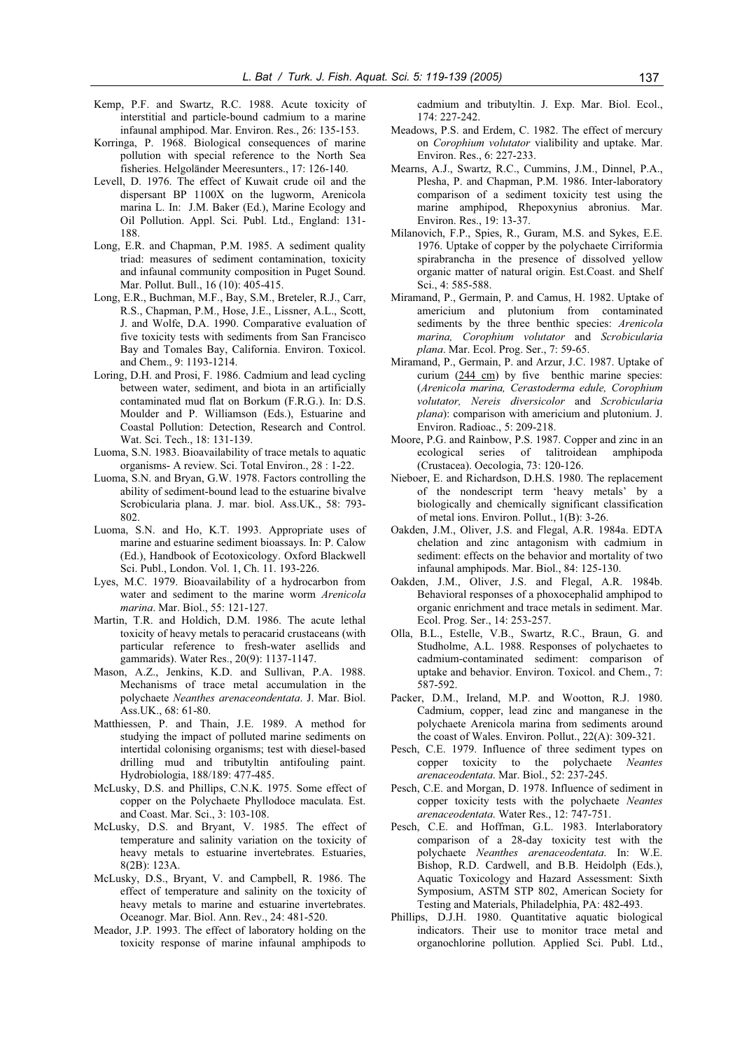Kemp, P.F. and Swartz, R.C. 1988. Acute toxicity of interstitial and particle-bound cadmium to a marine infaunal amphipod. Mar. Environ. Res., 26: 135-153.

Korringa, P. 1968. Biological consequences of marine pollution with special reference to the North Sea fisheries. Helgoländer Meeresunters., 17: 126-140.

Levell, D. 1976. The effect of Kuwait crude oil and the dispersant BP 1100X on the lugworm, Arenicola marina L. In: J.M. Baker (Ed.), Marine Ecology and Oil Pollution. Appl. Sci. Publ. Ltd., England: 131-188.

Long, E.R. and Chapman, P.M. 1985. A sediment quality triad: measures of sediment contamination, toxicity and infaunal community composition in Puget Sound. Mar. Pollut. Bull., 16 (10): 405-415.

Long, E.R., Buchman, M.F., Bay, S.M., Breteler, R.J., Carr, R.S., Chapman, P.M., Hose, J.E., Lissner, A.L., Scott, J. and Wolfe, D.A. 1990. Comparative evaluation of five toxicity tests with sediments from San Francisco Bay and Tomales Bay, California. Environ. Toxicol. and Chem., 9: 1193-1214.

Loring, D.H. and Prosi, F. 1986. Cadmium and lead cycling between water, sediment, and biota in an artificially contaminated mud flat on Borkum (F.R.G.). In: D.S. Moulder and P. Williamson (Eds.), Estuarine and Coastal Pollution: Detection, Research and Control. Wat. Sci. Tech., 18: 131-139.

Luoma, S.N. 1983. Bioavailability of trace metals to aquatic organisms- A review. Sci. Total Environ., 28 : 1-22.

Luoma, S.N. and Bryan, G.W. 1978. Factors controlling the ability of sediment-bound lead to the estuarine bivalve Scrobicularia plana. J. mar. biol. Ass.UK., 58: 793-802.

Luoma, S.N. and Ho, K.T. 1993. Appropriate uses of marine and estuarine sediment bioassays. In: P. Calow (Ed.), Handbook of Ecotoxicology. Oxford Blackwell Sci. Publ., London. Vol. 1, Ch. 11. 193-226.

Lyes, M.C. 1979. Bioavailability of a hydrocarbon from water and sediment to the marine worm *Arenicola marina*. Mar. Biol., 55: 121-127.

Martin, T.R. and Holdich, D.M. 1986. The acute lethal toxicity of heavy metals to peracarid crustaceans (with particular reference to fresh-water asellids and gammarids). Water Res., 20(9): 1137-1147.

Mason, A.Z., Jenkins, K.D. and Sullivan, P.A. 1988. Mechanisms of trace metal accumulation in the polychaete *Neanthes arenaceodentata*. J. Mar. Biol. Ass.UK., 68: 61-80.

Matthiessen, P. and Thain, J.E. 1989. A method for studying the impact of polluted marine sediments on intertidal colonising organisms; test with diesel-based drilling mud and tributyltin antifouling paint. Hydrobiologia, 188/189: 477-485.

McLusky, D.S. and Phillips, C.N.K. 1975. Some effect of copper on the Polychaete Phyllodoce maculata. Est. and Coast. Mar. Sci., 3: 103-108.

McLusky, D.S. and Bryant, V. 1985. The effect of temperature and salinity variation on the toxicity of heavy metals to estuarine invertebrates. Estuaries, 8(2B): 123A.

McLusky, D.S., Bryant, V. and Campbell, R. 1986. The effect of temperature and salinity on the toxicity of heavy metals to marine and estuarine invertebrates. Oceanogr. Mar. Biol. Ann. Rev., 24: 481-520.

Meador, J.P. 1993. The effect of laboratory holding on the toxicity response of marine infaunal amphipods to cadmium and tributyltin. J. Exp. Mar. Biol. Ecol., 174: 227-242.

Meadows, P.S. and Erdem, C. 1982. The effect of mercury on *Corophium volutator* vialibility and uptake. Mar. Environ. Res., 6: 227-233.

Mearns, A.J., Swartz, R.C., Cummins, J.M., Dinnel, P.A., Plesha, P. and Chapman, P.M. 1986. Inter-laboratory comparison of a sediment toxicity test using the marine amphipod, Rhepoxynius abronius. Mar. Environ. Res., 19: 13-37.

Milanovich, F.P., Spies, R., Guram, M.S. and Sykes, E.E. 1976. Uptake of copper by the polychaete Cirriformia spirabrancha in the presence of dissolved yellow organic matter of natural origin. Est.Coast. and Shelf Sci., 4: 585-588.

Miramand, P., Germain, P. and Camus, H. 1982. Uptake of americium and plutonium from contaminated sediments by the three benthic species: *Arenicola marina, Corophium volutator* and *Scrobicularia plana*. Mar. Ecol. Prog. Ser., 7: 59-65.

Miramand, P., Germain, P. and Arzur, J.C. 1987. Uptake of curium (244 cm) by five benthic marine species: (*Arenicola marina, Cerastoderma edule, Corophium volutator, Nereis diversicolor* and *Scrobicularia plana*): comparison with americium and plutonium. J. Environ. Radioac., 5: 209-218.

Moore, P.G. and Rainbow, P.S. 1987. Copper and zinc in an ecological series of talitroidean amphipoda (Crustacea). Oecologia, 73: 120-126.

Nieboer, E. and Richardson, D.H.S. 1980. The replacement of the nondescript term 'heavy metals' by a biologically and chemically significant classification of metal ions. Environ. Pollut., 1(B): 3-26.

Oakden, J.M., Oliver, J.S. and Flegal, A.R. 1984a. EDTA chelation and zinc antagonism with cadmium in sediment: effects on the behavior and mortality of two infaunal amphipods. Mar. Biol., 84: 125-130.

Oakden, J.M., Oliver, J.S. and Flegal, A.R. 1984b. Behavioral responses of a phoxocephalid amphipod to organic enrichment and trace metals in sediment. Mar. Ecol. Prog. Ser., 14: 253-257.

Olla, B.L., Estelle, V.B., Swartz, R.C., Braun, G. and Studholme, A.L. 1988. Responses of polychaetes to cadmium-contaminated sediment: comparison of uptake and behavior. Environ. Toxicol. and Chem., 7: 587-592.

Packer, D.M., Ireland, M.P. and Wootton, R.J. 1980. Cadmium, copper, lead zinc and manganese in the polychaete Arenicola marina from sediments around the coast of Wales. Environ. Pollut., 22(A): 309-321.

Pesch, C.E. 1979. Influence of three sediment types on copper toxicity to the polychaete *Neantes arenaceodentata*. Mar. Biol., 52: 237-245.

Pesch, C.E. and Morgan, D. 1978. Influence of sediment in copper toxicity tests with the polychaete *Neantes arenaceodentata*. Water Res., 12: 747-751.

Pesch, C.E. and Hoffman, G.L. 1983. Interlaboratory comparison of a 28-day toxicity test with the polychaete *Neanthes arenaceodentata*. In: W.E. Bishop, R.D. Cardwell, and B.B. Heidolph (Eds.), Aquatic Toxicology and Hazard Assessment: Sixth Symposium, ASTM STP 802, American Society for Testing and Materials, Philadelphia, PA: 482-493.

Phillips, D.J.H. 1980. Quantitative aquatic biological indicators. Their use to monitor trace metal and organochlorine pollution. Applied Sci. Publ. Ltd.,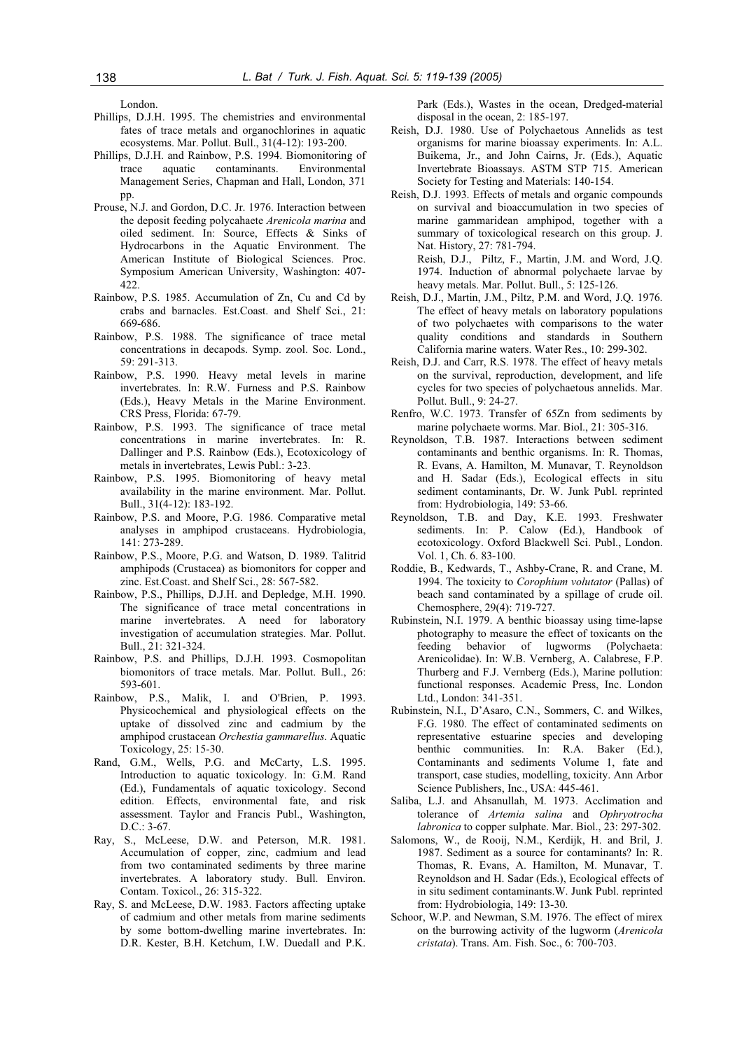London.

Phillips, D.J.H. 1995. The chemistries and environmental fates of trace metals and organochlorines in aquatic ecosystems. Mar. Pollut. Bull., 31(4-12): 193-200.

Phillips, D.J.H. and Rainbow, P.S. 1994. Biomonitoring of trace aquatic contaminants. Environmental Management Series, Chapman and Hall, London, 371 pp.

Prouse, N.J. and Gordon, D.C. Jr. 1976. Interaction between the deposit feeding polychaete *Arenicola marina* and oiled sediment. In: Source, Effects & Sinks of Hydrocarbons in the Aquatic Environment. The American Institute of Biological Sciences. Proc. Symposium American University, Washington: 407-422.

Rainbow, P.S. 1985. Accumulation of Zn, Cu and Cd by crabs and barnacles. Est.Coast. and Shelf Sci., 21: 669-686.

Rainbow, P.S. 1988. The significance of trace metal concentrations in decapods. Symp. zool. Soc. Lond., 59: 291-313.

Rainbow, P.S. 1990. Heavy metal levels in marine invertebrates. In: R.W. Furness and P.S. Rainbow (Eds.), Heavy Metals in the Marine Environment. CRS Press, Florida: 67-79.

Rainbow, P.S. 1993. The significance of trace metal concentrations in marine invertebrates. In: R. Dallinger and P.S. Rainbow (Eds.), Ecotoxicology of metals in invertebrates, Lewis Publ.: 3-23.

Rainbow, P.S. 1995. Biomonitoring of heavy metal availability in the marine environment. Mar. Pollut. Bull., 31(4-12): 183-192.

Rainbow, P.S. and Moore, P.G. 1986. Comparative metal analyses in amphipod crustaceans. Hydrobiologia, 141: 273-289.

Rainbow, P.S., Moore, P.G. and Watson, D. 1989. Talitrid amphipods (Crustacea) as biomonitors for copper and zinc. Est.Coast. and Shelf Sci., 28: 567-582.

Rainbow, P.S., Phillips, D.J.H. and Depledge, M.H. 1990. The significance of trace metal concentrations in marine invertebrates. A need for laboratory investigation of accumulation strategies. Mar. Pollut. Bull., 21: 321-324.

Rainbow, P.S. and Phillips, D.J.H. 1993. Cosmopolitan biomonitors of trace metals. Mar. Pollut. Bull., 26: 593-601.

Rainbow, P.S., Malik, I. and O'Brien, P. 1993. Physicochemical and physiological effects on the uptake of dissolved zinc and cadmium by the amphipod crustacean *Orchestia gammarellus*. Aquatic Toxicology, 25: 15-30.

Rand, G.M., Wells, P.G. and McCarty, L.S. 1995. Introduction to aquatic toxicology. In: G.M. Rand (Ed.), Fundamentals of aquatic toxicology. Second edition. Effects, environmental fate, and risk assessment. Taylor and Francis Publ., Washington, D.C.: 3-67.

Ray, S., McLeese, D.W. and Peterson, M.R. 1981. Accumulation of copper, zinc, cadmium and lead from two contaminated sediments by three marine invertebrates. A laboratory study. Bull. Environ. Contam. Toxicol., 26: 315-322.

Ray, S. and McLeese, D.W. 1983. Factors affecting uptake of cadmium and other metals from marine sediments by some bottom-dwelling marine invertebrates. In: D.R. Kester, B.H. Ketchum, I.W. Duedall and P.K. Park (Eds.), Wastes in the ocean, Dredged-material disposal in the ocean, 2: 185-197.

Reish, D.J. 1980. Use of Polychaetous Annelids as test organisms for marine bioassay experiments. In: A.L. Buikema, Jr., and John Cairns, Jr. (Eds.), Aquatic Invertebrate Bioassays. ASTM STP 715. American Society for Testing and Materials: 140-154.

Reish, D.J. 1993. Effects of metals and organic compounds on survival and bioaccumulation in two species of marine gammaridean amphipod, together with a summary of toxicological research on this group. J. Nat. History, 27: 781-794.

Reish, D.J., Piltz, F., Martin, J.M. and Word, J.Q. 1974. Induction of abnormal polychaete larvae by heavy metals. Mar. Pollut. Bull., 5: 125-126.

Reish, D.J., Martin, J.M., Piltz, P.M. and Word, J.Q. 1976. The effect of heavy metals on laboratory populations of two polychaetes with comparisons to the water quality conditions and standards in Southern California marine waters. Water Res., 10: 299-302.

Reish, D.J. and Carr, R.S. 1978. The effect of heavy metals on the survival, reproduction, development, and life cycles for two species of polychaetous annelids. Mar. Pollut. Bull., 9: 24-27.

Renfro, W.C. 1973. Transfer of 65Zn from sediments by marine polychaete worms. Mar. Biol., 21: 305-316.

Reynoldson, T.B. 1987. Interactions between sediment contaminants and benthic organisms. In: R. Thomas, R. Evans, A. Hamilton, M. Munavar, T. Reynoldson and H. Sadar (Eds.), Ecological effects in situ sediment contaminants, Dr. W. Junk Publ. reprinted from: Hydrobiologia, 149: 53-66.

Reynoldson, T.B. and Day, K.E. 1993. Freshwater sediments. In: P. Calow (Ed.), Handbook of ecotoxicology. Oxford Blackwell Sci. Publ., London. Vol. 1, Ch. 6. 83-100.

Roddie, B., Kedwards, T., Ashby-Crane, R. and Crane, M. 1994. The toxicity to *Corophium volutator* (Pallas) of beach sand contaminated by a spillage of crude oil. Chemosphere, 29(4): 719-727.

Rubinstein, N.I. 1979. A benthic bioassay using time-lapse photography to measure the effect of toxicants on the feeding behavior of lugworms (Polychaeta: Arenicolidae). In: W.B. Vernberg, A. Calabrese, F.P. Thurberg and F.J. Vernberg (Eds.), Marine pollution: functional responses. Academic Press, Inc. London Ltd., London: 341-351.

Rubinstein, N.I., D'Asaro, C.N., Sommers, C. and Wilkes, F.G. 1980. The effect of contaminated sediments on representative estuarine species and developing benthic communities. In: R.A. Baker (Ed.), Contaminants and sediments Volume 1, fate and transport, case studies, modelling, toxicity. Ann Arbor Science Publishers, Inc., USA: 445-461.

Saliba, L.J. and Ahsanullah, M. 1973. Acclimation and tolerance of *Artemia salina* and *Ophryotrocha labronica* to copper sulphate. Mar. Biol., 23: 297-302.

Salomons, W., de Rooij, N.M., Kerdijk, H. and Bril, J. 1987. Sediment as a source for contaminants? In: R. Thomas, R. Evans, A. Hamilton, M. Munavar, T. Reynoldson and H. Sadar (Eds.), Ecological effects of in situ sediment contaminants.W. Junk Publ. reprinted from: Hydrobiologia, 149: 13-30.

Schoor, W.P. and Newman, S.M. 1976. The effect of mirex on the burrowing activity of the lugworm (*Arenicola cristata*). Trans. Am. Fish. Soc., 6: 700-703.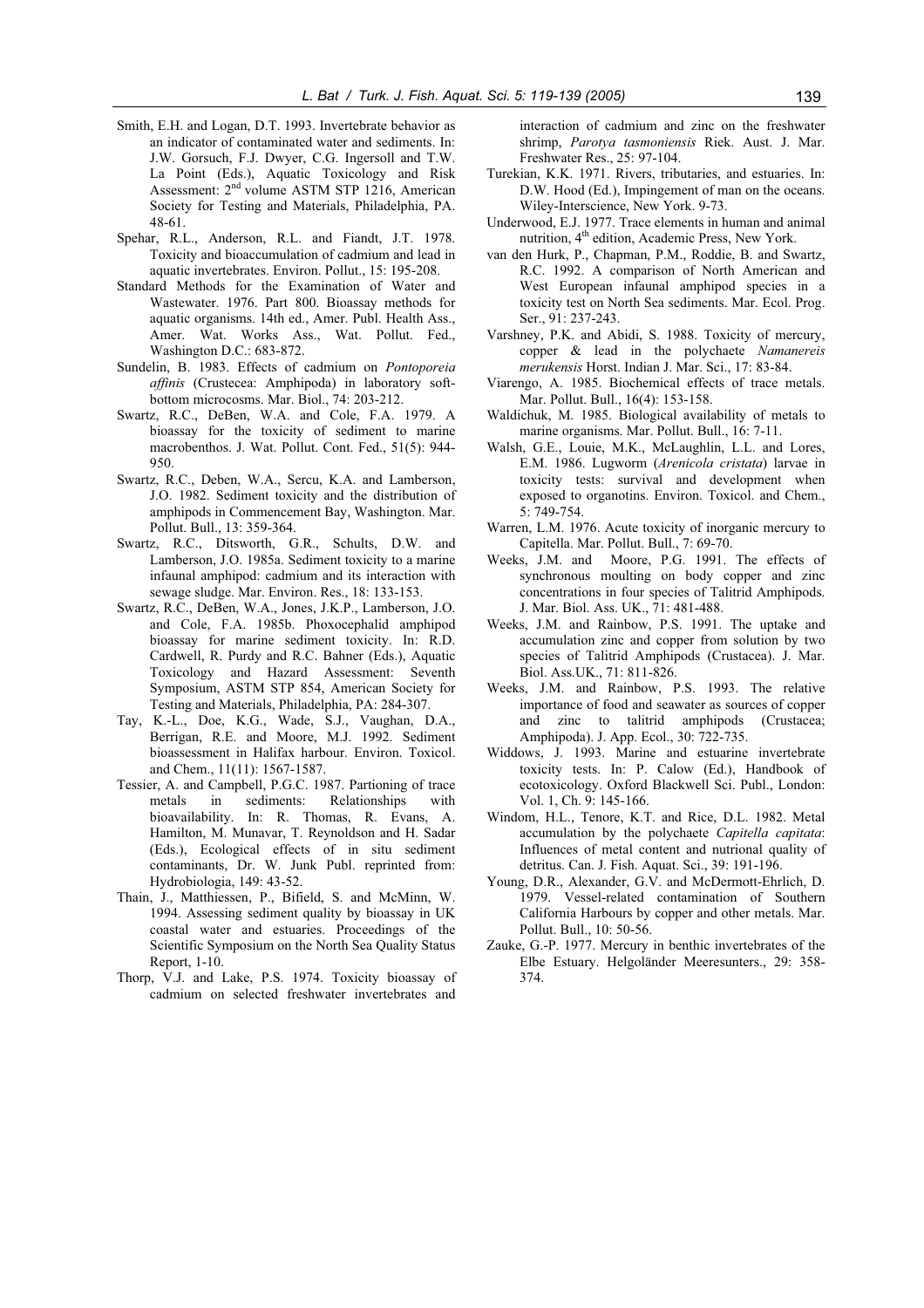Smith, E.H. and Logan, D.T. 1993. Invertebrate behavior as an indicator of contaminated water and sediments. In: J.W. Gorsuch, F.J. Dwyer, C.G. Ingersoll and T.W. La Point (Eds.), Aquatic Toxicology and Risk Assessment: 2nd volume ASTM STP 1216, American Society for Testing and Materials, Philadelphia, PA. 48-61.

Spehar, R.L., Anderson, R.L. and Fiandt, J.T. 1978. Toxicity and bioaccumulation of cadmium and lead in aquatic invertebrates. Environ. Pollut., 15: 195-208.

Standard Methods for the Examination of Water and Wastewater. 1976. Part 800. Bioassay methods for aquatic organisms. 14th ed., Amer. Publ. Health Ass., Amer. Wat. Works Ass., Wat. Pollut. Fed., Washington D.C.: 683-872.

Sundelin, B. 1983. Effects of cadmium on *Pontoporeia affinis* (Crustecea: Amphipoda) in laboratory soft-bottom microcosms. Mar. Biol., 74: 203-212.

Swartz, R.C., DeBen, W.A. and Cole, F.A. 1979. A bioassay for the toxicity of sediment to marine macrobenthos. J. Wat. Pollut. Cont. Fed., 51(5): 944-950.

Swartz, R.C., Deben, W.A., Sercu, K.A. and Lamberson, J.O. 1982. Sediment toxicity and the distribution of amphipods in Commencement Bay, Washington. Mar. Pollut. Bull., 13: 359-364.

Swartz, R.C., Ditsworth, G.R., Schults, D.W. and Lamberson, J.O. 1985a. Sediment toxicity to a marine infaunal amphipod: cadmium and its interaction with sewage sludge. Mar. Environ. Res., 18: 133-153.

Swartz, R.C., DeBen, W.A., Jones, J.K.P., Lamberson, J.O. and Cole, F.A. 1985b. Phoxocephalid amphipod bioassay for marine sediment toxicity. In: R.D. Cardwell, R. Purdy and R.C. Bahner (Eds.), Aquatic Toxicology and Hazard Assessment: Seventh Symposium, ASTM STP 854, American Society for Testing and Materials, Philadelphia, PA: 284-307.

Tay, K.-L., Doe, K.G., Wade, S.J., Vaughan, D.A., Berrigan, R.E. and Moore, M.J. 1992. Sediment bioassessment in Halifax harbour. Environ. Toxicol. and Chem., 11(11): 1567-1587.

Tessier, A. and Campbell, P.G.C. 1987. Partioning of trace metals in sediments: Relationships with bioavailability. In: R. Thomas, R. Evans, A. Hamilton, M. Munavar, T. Reynoldson and H. Sadar (Eds.), Ecological effects of in situ sediment contaminants, Dr. W. Junk Publ. reprinted from: Hydrobiologia, 149: 43-52.

Thain, J., Matthiessen, P., Bifield, S. and McMinn, W. 1994. Assessing sediment quality by bioassay in UK coastal water and estuaries. Proceedings of the Scientific Symposium on the North Sea Quality Status Report, 1-10.

Thorp, V.J. and Lake, P.S. 1974. Toxicity bioassay of cadmium on selected freshwater invertebrates and interaction of cadmium and zinc on the freshwater shrimp, *Parotya tasmoniensis* Riek. Aust. J. Mar. Freshwater Res., 25: 97-104.

Turekian, K.K. 1971. Rivers, tributaries, and estuaries. In: D.W. Hood (Ed.), Impingement of man on the oceans. Wiley-Interscience, New York. 9-73.

Underwood, E.J. 1977. Trace elements in human and animal nutrition, 4th edition, Academic Press, New York.

van den Hurk, P., Chapman, P.M., Roddie, B. and Swartz, R.C. 1992. A comparison of North American and West European infaunal amphipod species in a toxicity test on North Sea sediments. Mar. Ecol. Prog. Ser., 91: 237-243.

Varshney, P.K. and Abidi, S. 1988. Toxicity of mercury, copper & lead in the polychaete *Namanereis merukensis* Horst. Indian J. Mar. Sci., 17: 83-84.

Viarengo, A. 1985. Biochemical effects of trace metals. Mar. Pollut. Bull., 16(4): 153-158.

Waldichuk, M. 1985. Biological availability of metals to marine organisms. Mar. Pollut. Bull., 16: 7-11.

Walsh, G.E., Louie, M.K., McLaughlin, L.L. and Lores, E.M. 1986. Lugworm (*Arenicola cristata*) larvae in toxicity tests: survival and development when exposed to organotins. Environ. Toxicol. and Chem., 5: 749-754.

Warren, L.M. 1976. Acute toxicity of inorganic mercury to Capitella. Mar. Pollut. Bull., 7: 69-70.

Weeks, J.M. and Moore, P.G. 1991. The effects of synchronous moulting on body copper and zinc concentrations in four species of Talitrid Amphipods. J. Mar. Biol. Ass. UK., 71: 481-488.

Weeks, J.M. and Rainbow, P.S. 1991. The uptake and accumulation zinc and copper from solution by two species of Talitrid Amphipods (Crustacea). J. Mar. Biol. Ass.UK., 71: 811-826.

Weeks, J.M. and Rainbow, P.S. 1993. The relative importance of food and seawater as sources of copper and zinc to talitrid amphipods (Crustacea; Amphipoda). J. App. Ecol., 30: 722-735.

Widdows, J. 1993. Marine and estuarine invertebrate toxicity tests. In: P. Calow (Ed.), Handbook of ecotoxicology. Oxford Blackwell Sci. Publ., London: Vol. 1, Ch. 9: 145-166.

Windom, H.L., Tenore, K.T. and Rice, D.L. 1982. Metal accumulation by the polychaete *Capitella capitata*: Influences of metal content and nutrional quality of detritus. Can. J. Fish. Aquat. Sci., 39: 191-196.

Young, D.R., Alexander, G.V. and McDermott-Ehrlich, D. 1979. Vessel-related contamination of Southern California Harbours by copper and other metals. Mar. Pollut. Bull., 10: 50-56.

Zauke, G.-P. 1977. Mercury in benthic invertebrates of the Elbe Estuary. Helgoländer Meeresunters., 29: 358-374.